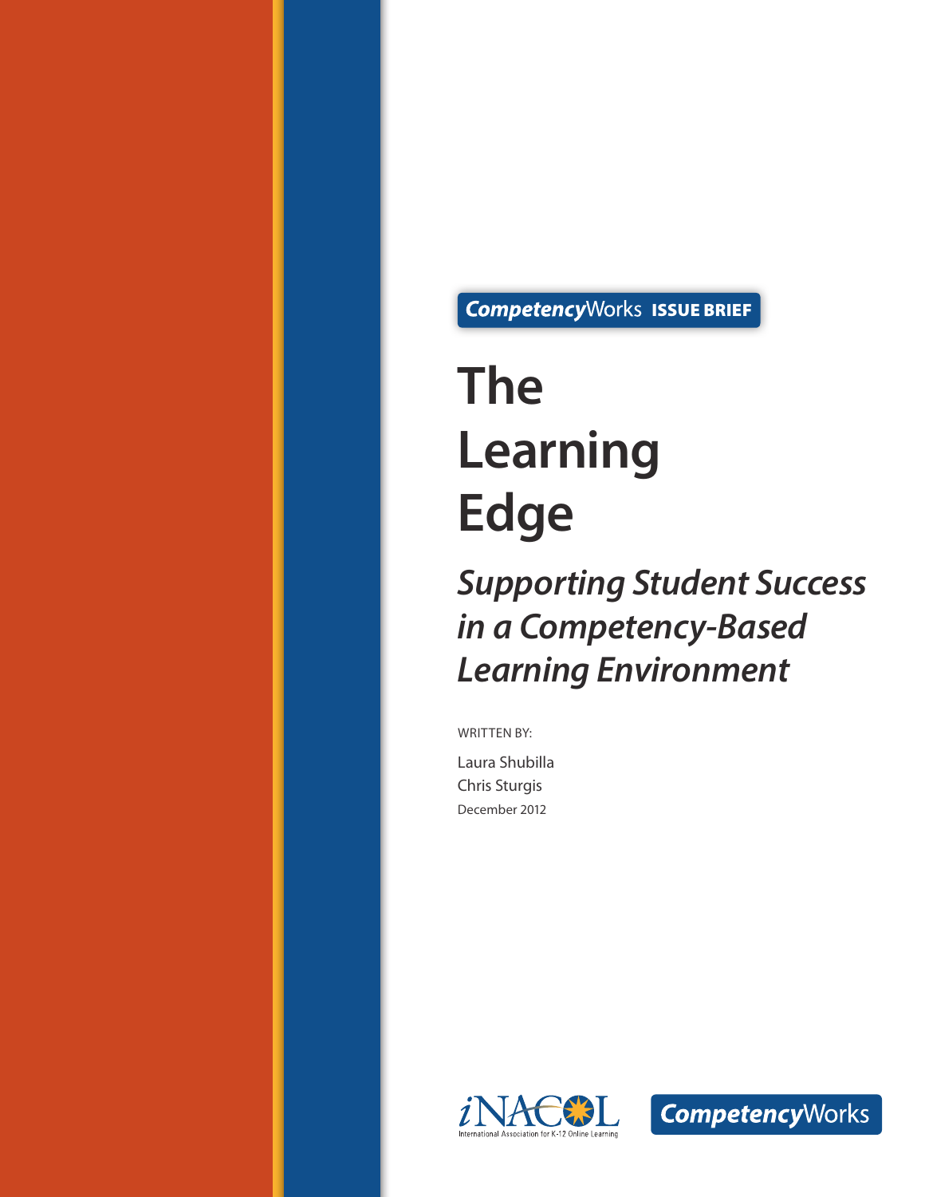**CompetencyWorks ISSUE BRIEF**

# The Learning Edge

## *Supporting Student Success in a Competency-Based Learning Environment*

WRITTEN BY:

Laura Shubilla
Chris Sturgis
December 2012

iNACOL International Association for K-12 Online Learning

CompetencyWorks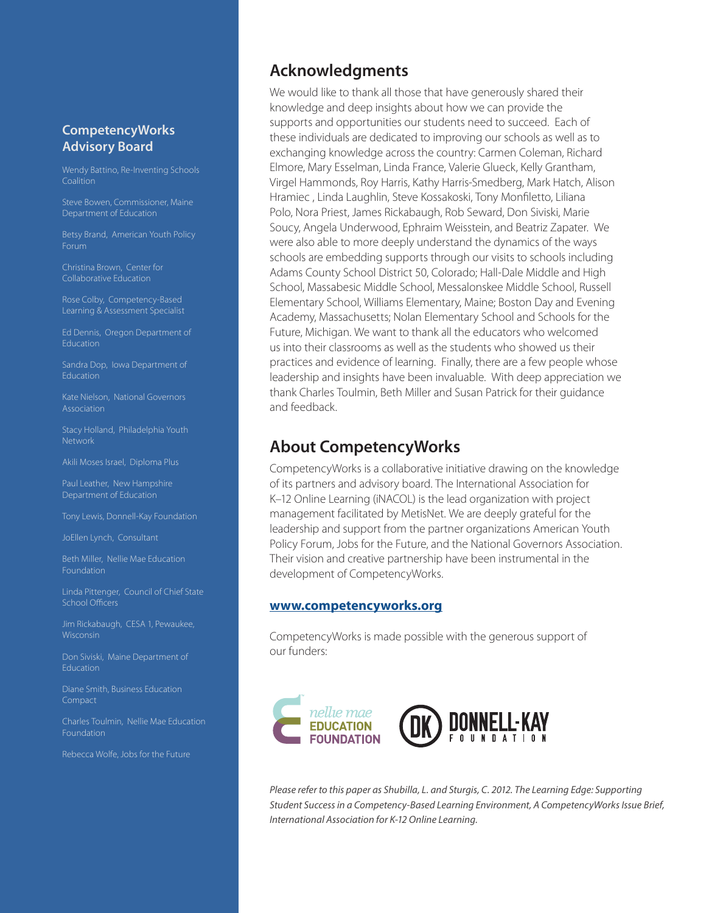## CompetencyWorks Advisory Board

Wendy Battino, Re-Inventing Schools Coalition

Steve Bowen, Commissioner, Maine Department of Education

Betsy Brand, American Youth Policy Forum

Christina Brown, Center for Collaborative Education

Rose Colby, Competency-Based Learning & Assessment Specialist

Ed Dennis, Oregon Department of Education

Sandra Dop, Iowa Department of Education

Kate Nielson, National Governors Association

Stacy Holland, Philadelphia Youth Network

Akili Moses Israel, Diploma Plus

Paul Leather, New Hampshire Department of Education

Tony Lewis, Donnell-Kay Foundation

JoEllen Lynch, Consultant

Beth Miller, Nellie Mae Education Foundation

Linda Pittenger, Council of Chief State School Officers

Jim Rickabaugh, CESA 1, Pewaukee, Wisconsin

Don Siviski, Maine Department of Education

Diane Smith, Business Education Compact

Charles Toulmin, Nellie Mae Education Foundation

Rebecca Wolfe, Jobs for the Future

## Acknowledgments

We would like to thank all those that have generously shared their knowledge and deep insights about how we can provide the supports and opportunities our students need to succeed. Each of these individuals are dedicated to improving our schools as well as to exchanging knowledge across the country: Carmen Coleman, Richard Elmore, Mary Esselman, Linda France, Valerie Glueck, Kelly Grantham, Virgel Hammonds, Roy Harris, Kathy Harris-Smedberg, Mark Hatch, Alison Hramiec , Linda Laughlin, Steve Kossakoski, Tony Monfiletto, Liliana Polo, Nora Priest, James Rickabaugh, Rob Seward, Don Siviski, Marie Soucy, Angela Underwood, Ephraim Weisstein, and Beatriz Zapater. We were also able to more deeply understand the dynamics of the ways schools are embedding supports through our visits to schools including Adams County School District 50, Colorado; Hall-Dale Middle and High School, Massabesic Middle School, Messalonskee Middle School, Russell Elementary School, Williams Elementary, Maine; Boston Day and Evening Academy, Massachusetts; Nolan Elementary School and Schools for the Future, Michigan. We want to thank all the educators who welcomed us into their classrooms as well as the students who showed us their practices and evidence of learning. Finally, there are a few people whose leadership and insights have been invaluable. With deep appreciation we thank Charles Toulmin, Beth Miller and Susan Patrick for their guidance and feedback.

## About CompetencyWorks

CompetencyWorks is a collaborative initiative drawing on the knowledge of its partners and advisory board. The International Association for K–12 Online Learning (iNACOL) is the lead organization with project management facilitated by MetisNet. We are deeply grateful for the leadership and support from the partner organizations American Youth Policy Forum, Jobs for the Future, and the National Governors Association. Their vision and creative partnership have been instrumental in the development of CompetencyWorks.

**www.competencyworks.org**

CompetencyWorks is made possible with the generous support of our funders:

nellie mae EDUCATION FOUNDATION

DK DONNELL-KAY FOUNDATION

*Please refer to this paper as Shubilla, L. and Sturgis, C. 2012. The Learning Edge: Supporting Student Success in a Competency-Based Learning Environment, A CompetencyWorks Issue Brief, International Association for K-12 Online Learning.*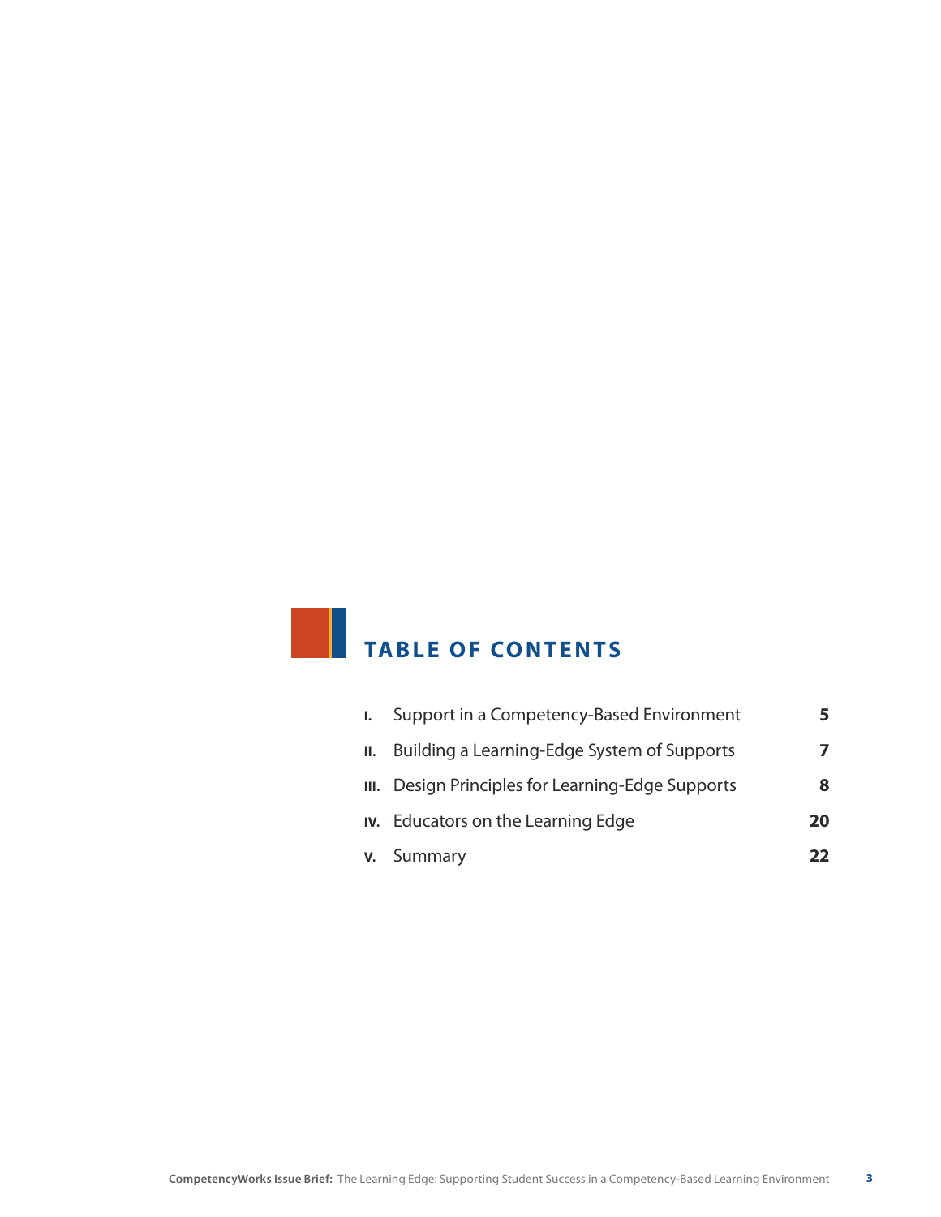# TABLE OF CONTENTS

| | | |
|---|---|---|
| I. | Support in a Competency-Based Environment | 5 |
| II. | Building a Learning-Edge System of Supports | 7 |
| III. | Design Principles for Learning-Edge Supports | 8 |
| IV. | Educators on the Learning Edge | 20 |
| V. | Summary | 22 |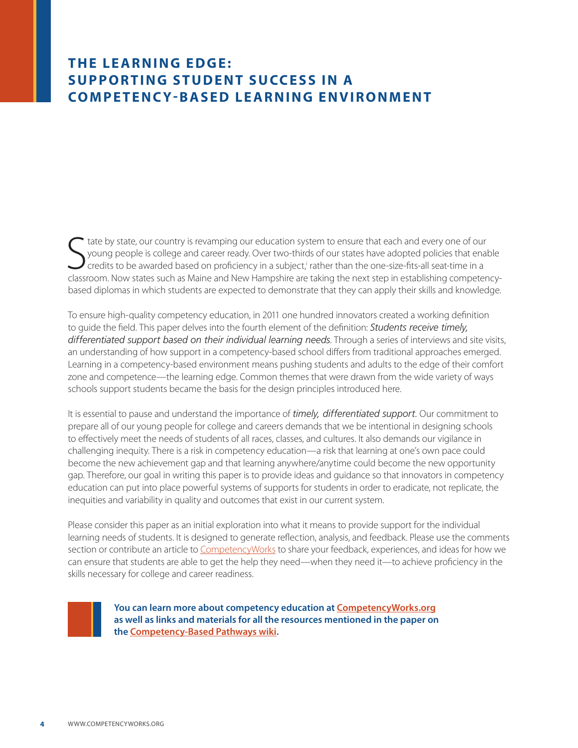# THE LEARNING EDGE: SUPPORTING STUDENT SUCCESS IN A COMPETENCY-BASED LEARNING ENVIRONMENT

State by state, our country is revamping our education system to ensure that each and every one of our young people is college and career ready. Over two-thirds of our states have adopted policies that enable credits to be awarded based on proficiency in a subject,[i] rather than the one-size-fits-all seat-time in a classroom. Now states such as Maine and New Hampshire are taking the next step in establishing competency-based diplomas in which students are expected to demonstrate that they can apply their skills and knowledge.

To ensure high-quality competency education, in 2011 one hundred innovators created a working definition to guide the field. This paper delves into the fourth element of the definition: *Students receive timely, differentiated support based on their individual learning needs*. Through a series of interviews and site visits, an understanding of how support in a competency-based school differs from traditional approaches emerged. Learning in a competency-based environment means pushing students and adults to the edge of their comfort zone and competence—the learning edge. Common themes that were drawn from the wide variety of ways schools support students became the basis for the design principles introduced here.

It is essential to pause and understand the importance of *timely, differentiated support*. Our commitment to prepare all of our young people for college and careers demands that we be intentional in designing schools to effectively meet the needs of students of all races, classes, and cultures. It also demands our vigilance in challenging inequity. There is a risk in competency education—a risk that learning at one's own pace could become the new achievement gap and that learning anywhere/anytime could become the new opportunity gap. Therefore, our goal in writing this paper is to provide ideas and guidance so that innovators in competency education can put into place powerful systems of supports for students in order to eradicate, not replicate, the inequities and variability in quality and outcomes that exist in our current system.

Please consider this paper as an initial exploration into what it means to provide support for the individual learning needs of students. It is designed to generate reflection, analysis, and feedback. Please use the comments section or contribute an article to CompetencyWorks to share your feedback, experiences, and ideas for how we can ensure that students are able to get the help they need—when they need it—to achieve proficiency in the skills necessary for college and career readiness.

**You can learn more about competency education at CompetencyWorks.org as well as links and materials for all the resources mentioned in the paper on the Competency-Based Pathways wiki.**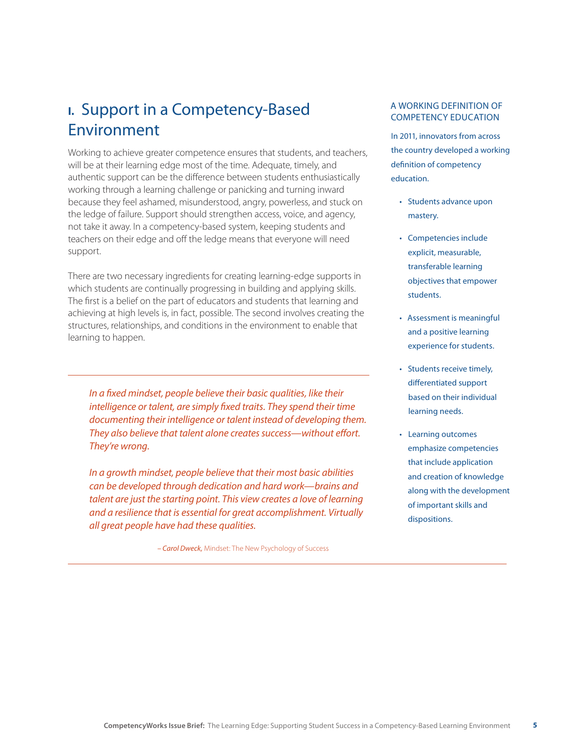# I. Support in a Competency-Based Environment

Working to achieve greater competence ensures that students, and teachers, will be at their learning edge most of the time. Adequate, timely, and authentic support can be the difference between students enthusiastically working through a learning challenge or panicking and turning inward because they feel ashamed, misunderstood, angry, powerless, and stuck on the ledge of failure. Support should strengthen access, voice, and agency, not take it away. In a competency-based system, keeping students and teachers on their edge and off the ledge means that everyone will need support.

There are two necessary ingredients for creating learning-edge supports in which students are continually progressing in building and applying skills. The first is a belief on the part of educators and students that learning and achieving at high levels is, in fact, possible. The second involves creating the structures, relationships, and conditions in the environment to enable that learning to happen.

> *In a fixed mindset, people believe their basic qualities, like their intelligence or talent, are simply fixed traits. They spend their time documenting their intelligence or talent instead of developing them. They also believe that talent alone creates success—without effort. They're wrong.*
>
> *In a growth mindset, people believe that their most basic abilities can be developed through dedication and hard work—brains and talent are just the starting point. This view creates a love of learning and a resilience that is essential for great accomplishment. Virtually all great people have had these qualities.*
>
> – *Carol Dweck,* Mindset: The New Psychology of Success

### A WORKING DEFINITION OF COMPETENCY EDUCATION

In 2011, innovators from across the country developed a working definition of competency education.

- Students advance upon mastery.
- Competencies include explicit, measurable, transferable learning objectives that empower students.
- Assessment is meaningful and a positive learning experience for students.
- Students receive timely, differentiated support based on their individual learning needs.
- Learning outcomes emphasize competencies that include application and creation of knowledge along with the development of important skills and dispositions.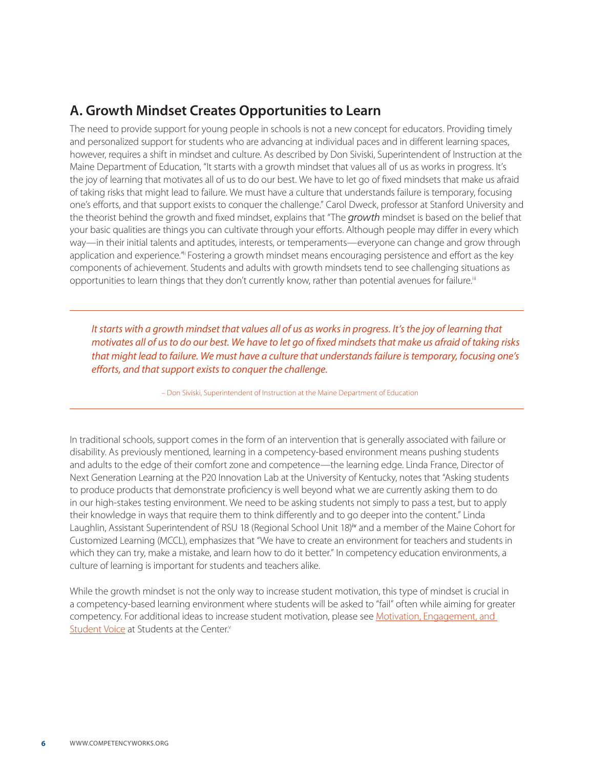## A. Growth Mindset Creates Opportunities to Learn

The need to provide support for young people in schools is not a new concept for educators. Providing timely and personalized support for students who are advancing at individual paces and in different learning spaces, however, requires a shift in mindset and culture. As described by Don Siviski, Superintendent of Instruction at the Maine Department of Education, "It starts with a growth mindset that values all of us as works in progress. It's the joy of learning that motivates all of us to do our best. We have to let go of fixed mindsets that make us afraid of taking risks that might lead to failure. We must have a culture that understands failure is temporary, focusing one's efforts, and that support exists to conquer the challenge." Carol Dweck, professor at Stanford University and the theorist behind the growth and fixed mindset, explains that "The *growth* mindset is based on the belief that your basic qualities are things you can cultivate through your efforts. Although people may differ in every which way—in their initial talents and aptitudes, interests, or temperaments—everyone can change and grow through application and experience."[ii] Fostering a growth mindset means encouraging persistence and effort as the key components of achievement. Students and adults with growth mindsets tend to see challenging situations as opportunities to learn things that they don't currently know, rather than potential avenues for failure.[iii]

> *It starts with a growth mindset that values all of us as works in progress. It's the joy of learning that motivates all of us to do our best. We have to let go of fixed mindsets that make us afraid of taking risks that might lead to failure. We must have a culture that understands failure is temporary, focusing one's efforts, and that support exists to conquer the challenge.*
>
> – Don Siviski, Superintendent of Instruction at the Maine Department of Education

In traditional schools, support comes in the form of an intervention that is generally associated with failure or disability. As previously mentioned, learning in a competency-based environment means pushing students and adults to the edge of their comfort zone and competence—the learning edge. Linda France, Director of Next Generation Learning at the P20 Innovation Lab at the University of Kentucky, notes that "Asking students to produce products that demonstrate proficiency is well beyond what we are currently asking them to do in our high-stakes testing environment. We need to be asking students not simply to pass a test, but to apply their knowledge in ways that require them to think differently and to go deeper into the content." Linda Laughlin, Assistant Superintendent of RSU 18 (Regional School Unit 18)[iv] and a member of the Maine Cohort for Customized Learning (MCCL), emphasizes that "We have to create an environment for teachers and students in which they can try, make a mistake, and learn how to do it better." In competency education environments, a culture of learning is important for students and teachers alike.

While the growth mindset is not the only way to increase student motivation, this type of mindset is crucial in a competency-based learning environment where students will be asked to "fail" often while aiming for greater competency. For additional ideas to increase student motivation, please see Motivation, Engagement, and Student Voice at Students at the Center.[v]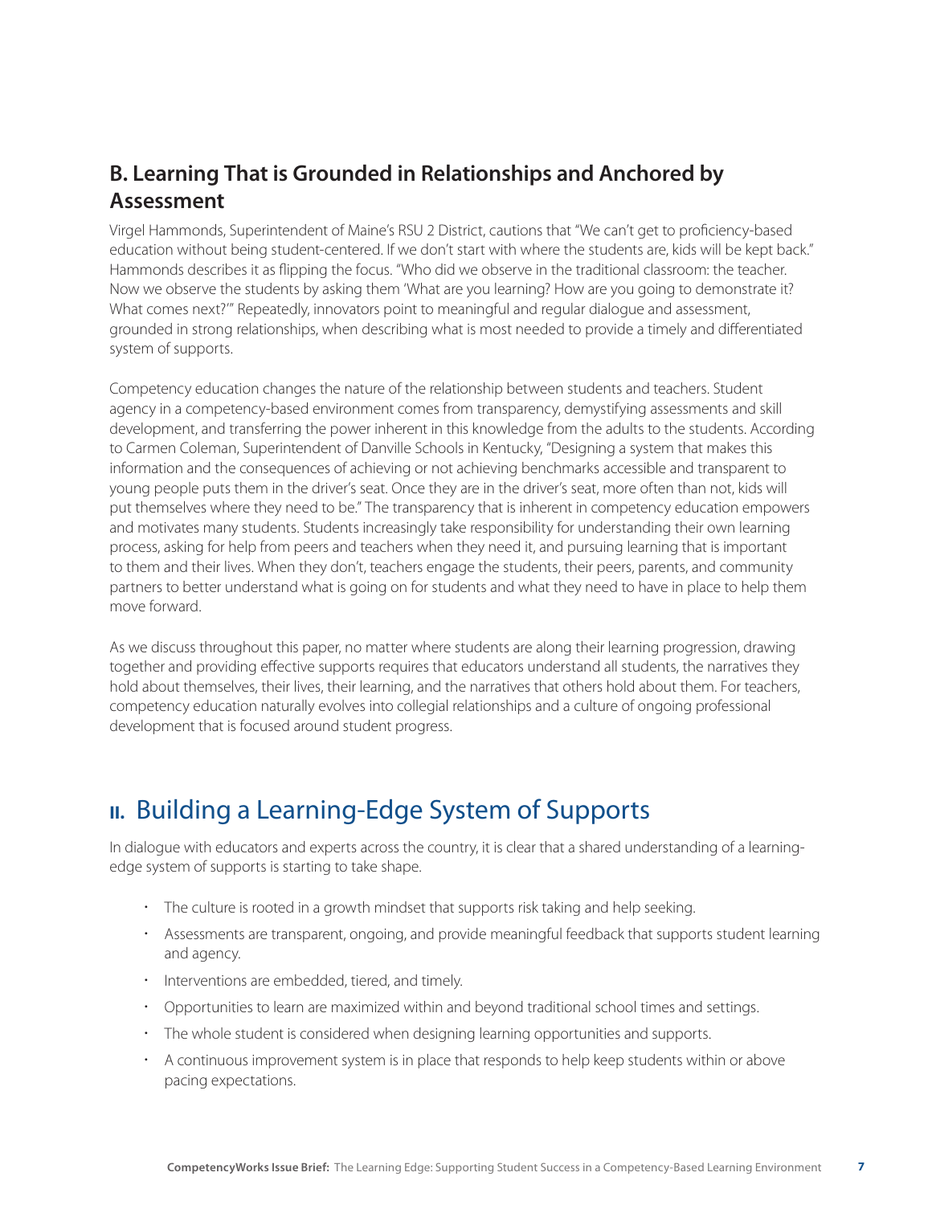### B. Learning That is Grounded in Relationships and Anchored by Assessment

Virgel Hammonds, Superintendent of Maine's RSU 2 District, cautions that "We can't get to proficiency-based education without being student-centered. If we don't start with where the students are, kids will be kept back." Hammonds describes it as flipping the focus. "Who did we observe in the traditional classroom: the teacher. Now we observe the students by asking them 'What are you learning? How are you going to demonstrate it? What comes next?'" Repeatedly, innovators point to meaningful and regular dialogue and assessment, grounded in strong relationships, when describing what is most needed to provide a timely and differentiated system of supports.

Competency education changes the nature of the relationship between students and teachers. Student agency in a competency-based environment comes from transparency, demystifying assessments and skill development, and transferring the power inherent in this knowledge from the adults to the students. According to Carmen Coleman, Superintendent of Danville Schools in Kentucky, "Designing a system that makes this information and the consequences of achieving or not achieving benchmarks accessible and transparent to young people puts them in the driver's seat. Once they are in the driver's seat, more often than not, kids will put themselves where they need to be." The transparency that is inherent in competency education empowers and motivates many students. Students increasingly take responsibility for understanding their own learning process, asking for help from peers and teachers when they need it, and pursuing learning that is important to them and their lives. When they don't, teachers engage the students, their peers, parents, and community partners to better understand what is going on for students and what they need to have in place to help them move forward.

As we discuss throughout this paper, no matter where students are along their learning progression, drawing together and providing effective supports requires that educators understand all students, the narratives they hold about themselves, their lives, their learning, and the narratives that others hold about them. For teachers, competency education naturally evolves into collegial relationships and a culture of ongoing professional development that is focused around student progress.

## II. Building a Learning-Edge System of Supports

In dialogue with educators and experts across the country, it is clear that a shared understanding of a learning-edge system of supports is starting to take shape.

- The culture is rooted in a growth mindset that supports risk taking and help seeking.
- Assessments are transparent, ongoing, and provide meaningful feedback that supports student learning and agency.
- Interventions are embedded, tiered, and timely.
- Opportunities to learn are maximized within and beyond traditional school times and settings.
- The whole student is considered when designing learning opportunities and supports.
- A continuous improvement system is in place that responds to help keep students within or above pacing expectations.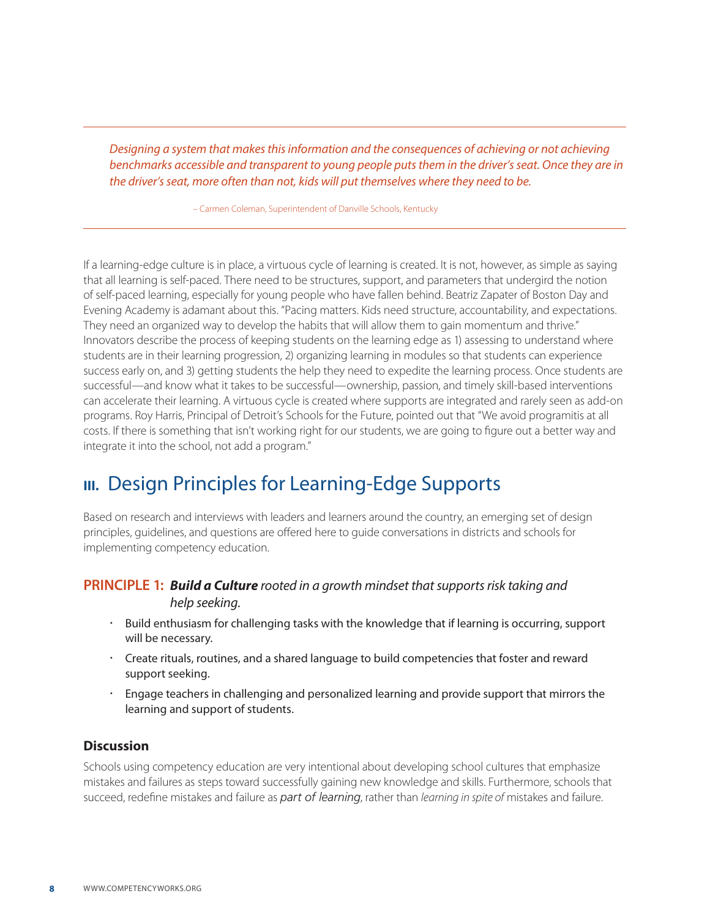> *Designing a system that makes this information and the consequences of achieving or not achieving benchmarks accessible and transparent to young people puts them in the driver's seat. Once they are in the driver's seat, more often than not, kids will put themselves where they need to be.*
>
> – Carmen Coleman, Superintendent of Danville Schools, Kentucky

If a learning-edge culture is in place, a virtuous cycle of learning is created. It is not, however, as simple as saying that all learning is self-paced. There need to be structures, support, and parameters that undergird the notion of self-paced learning, especially for young people who have fallen behind. Beatriz Zapater of Boston Day and Evening Academy is adamant about this. "Pacing matters. Kids need structure, accountability, and expectations. They need an organized way to develop the habits that will allow them to gain momentum and thrive." Innovators describe the process of keeping students on the learning edge as 1) assessing to understand where students are in their learning progression, 2) organizing learning in modules so that students can experience success early on, and 3) getting students the help they need to expedite the learning process. Once students are successful—and know what it takes to be successful—ownership, passion, and timely skill-based interventions can accelerate their learning. A virtuous cycle is created where supports are integrated and rarely seen as add-on programs. Roy Harris, Principal of Detroit's Schools for the Future, pointed out that "We avoid programitis at all costs. If there is something that isn't working right for our students, we are going to figure out a better way and integrate it into the school, not add a program."

# III. Design Principles for Learning-Edge Supports

Based on research and interviews with leaders and learners around the country, an emerging set of design principles, guidelines, and questions are offered here to guide conversations in districts and schools for implementing competency education.

### PRINCIPLE 1: ***Build a Culture*** *rooted in a growth mindset that supports risk taking and help seeking.*

- Build enthusiasm for challenging tasks with the knowledge that if learning is occurring, support will be necessary.
- Create rituals, routines, and a shared language to build competencies that foster and reward support seeking.
- Engage teachers in challenging and personalized learning and provide support that mirrors the learning and support of students.

### Discussion

Schools using competency education are very intentional about developing school cultures that emphasize mistakes and failures as steps toward successfully gaining new knowledge and skills. Furthermore, schools that succeed, redefine mistakes and failure as *part of learning*, rather than *learning in spite of* mistakes and failure.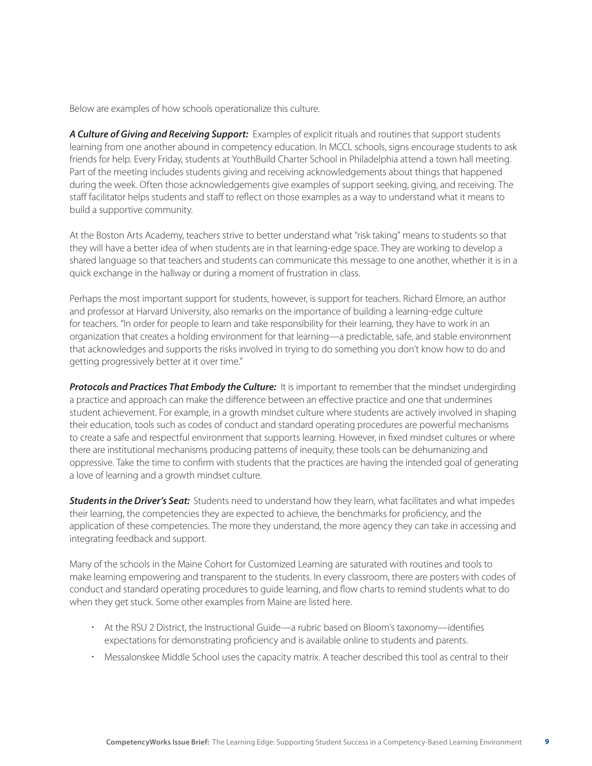Below are examples of how schools operationalize this culture.

***A Culture of Giving and Receiving Support:*** Examples of explicit rituals and routines that support students learning from one another abound in competency education. In MCCL schools, signs encourage students to ask friends for help. Every Friday, students at YouthBuild Charter School in Philadelphia attend a town hall meeting. Part of the meeting includes students giving and receiving acknowledgements about things that happened during the week. Often those acknowledgements give examples of support seeking, giving, and receiving. The staff facilitator helps students and staff to reflect on those examples as a way to understand what it means to build a supportive community.

At the Boston Arts Academy, teachers strive to better understand what "risk taking" means to students so that they will have a better idea of when students are in that learning-edge space. They are working to develop a shared language so that teachers and students can communicate this message to one another, whether it is in a quick exchange in the hallway or during a moment of frustration in class.

Perhaps the most important support for students, however, is support for teachers. Richard Elmore, an author and professor at Harvard University, also remarks on the importance of building a learning-edge culture for teachers. "In order for people to learn and take responsibility for their learning, they have to work in an organization that creates a holding environment for that learning—a predictable, safe, and stable environment that acknowledges and supports the risks involved in trying to do something you don't know how to do and getting progressively better at it over time."

***Protocols and Practices That Embody the Culture:*** It is important to remember that the mindset undergirding a practice and approach can make the difference between an effective practice and one that undermines student achievement. For example, in a growth mindset culture where students are actively involved in shaping their education, tools such as codes of conduct and standard operating procedures are powerful mechanisms to create a safe and respectful environment that supports learning. However, in fixed mindset cultures or where there are institutional mechanisms producing patterns of inequity, these tools can be dehumanizing and oppressive. Take the time to confirm with students that the practices are having the intended goal of generating a love of learning and a growth mindset culture.

***Students in the Driver's Seat:*** Students need to understand how they learn, what facilitates and what impedes their learning, the competencies they are expected to achieve, the benchmarks for proficiency, and the application of these competencies. The more they understand, the more agency they can take in accessing and integrating feedback and support.

Many of the schools in the Maine Cohort for Customized Learning are saturated with routines and tools to make learning empowering and transparent to the students. In every classroom, there are posters with codes of conduct and standard operating procedures to guide learning, and flow charts to remind students what to do when they get stuck. Some other examples from Maine are listed here.

- At the RSU 2 District, the Instructional Guide—a rubric based on Bloom's taxonomy—identifies expectations for demonstrating proficiency and is available online to students and parents.
- Messalonskee Middle School uses the capacity matrix. A teacher described this tool as central to their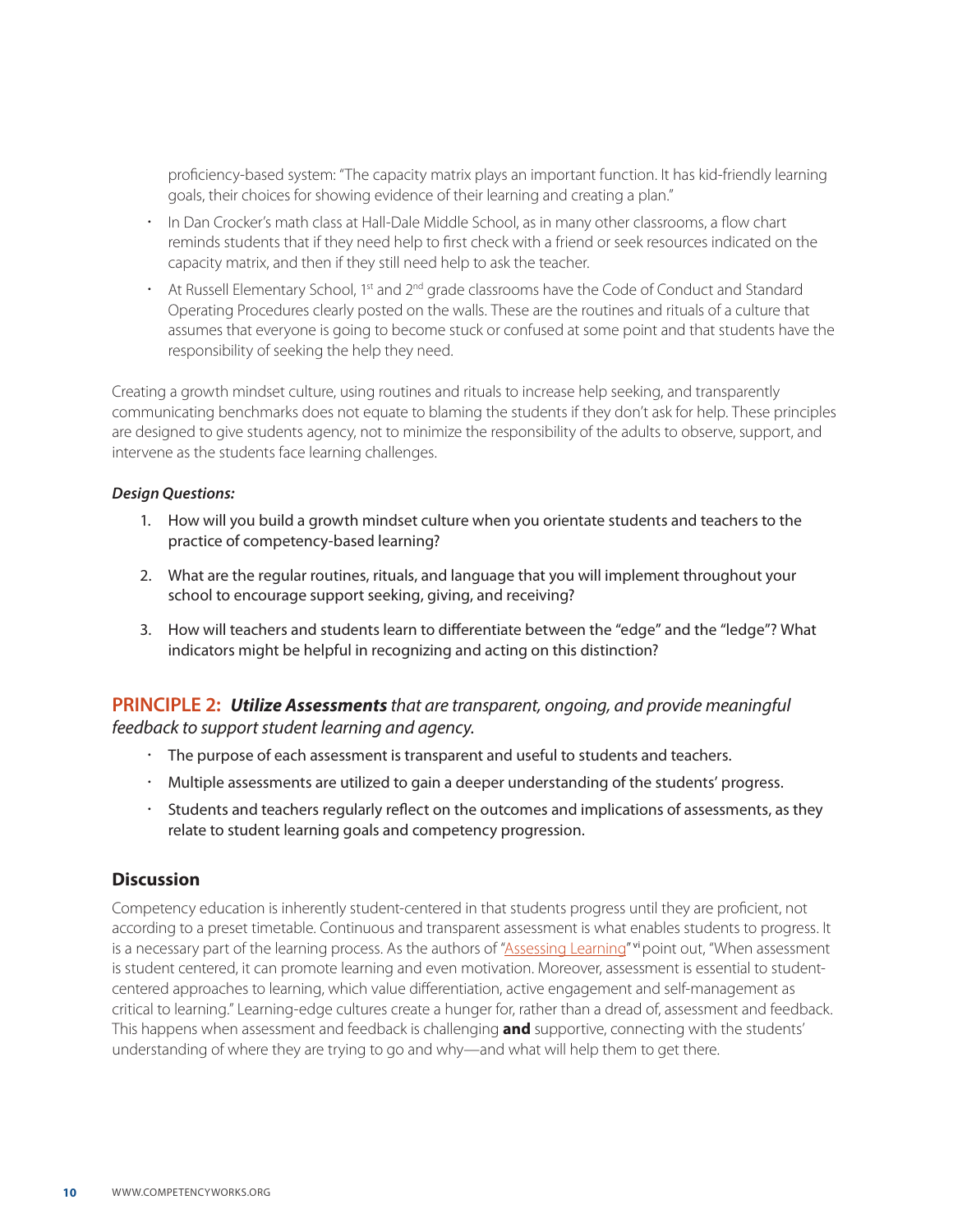proficiency-based system: "The capacity matrix plays an important function. It has kid-friendly learning goals, their choices for showing evidence of their learning and creating a plan."

- In Dan Crocker's math class at Hall-Dale Middle School, as in many other classrooms, a flow chart reminds students that if they need help to first check with a friend or seek resources indicated on the capacity matrix, and then if they still need help to ask the teacher.
- At Russell Elementary School, 1st and 2nd grade classrooms have the Code of Conduct and Standard Operating Procedures clearly posted on the walls. These are the routines and rituals of a culture that assumes that everyone is going to become stuck or confused at some point and that students have the responsibility of seeking the help they need.

Creating a growth mindset culture, using routines and rituals to increase help seeking, and transparently communicating benchmarks does not equate to blaming the students if they don't ask for help. These principles are designed to give students agency, not to minimize the responsibility of the adults to observe, support, and intervene as the students face learning challenges.

***Design Questions:***

1. How will you build a growth mindset culture when you orientate students and teachers to the practice of competency-based learning?
2. What are the regular routines, rituals, and language that you will implement throughout your school to encourage support seeking, giving, and receiving?
3. How will teachers and students learn to differentiate between the "edge" and the "ledge"? What indicators might be helpful in recognizing and acting on this distinction?

## PRINCIPLE 2: ***Utilize Assessments*** *that are transparent, ongoing, and provide meaningful feedback to support student learning and agency.*

- The purpose of each assessment is transparent and useful to students and teachers.
- Multiple assessments are utilized to gain a deeper understanding of the students' progress.
- Students and teachers regularly reflect on the outcomes and implications of assessments, as they relate to student learning goals and competency progression.

### Discussion

Competency education is inherently student-centered in that students progress until they are proficient, not according to a preset timetable. Continuous and transparent assessment is what enables students to progress. It is a necessary part of the learning process. As the authors of "Assessing Learning"[vi] point out, "When assessment is student centered, it can promote learning and even motivation. Moreover, assessment is essential to student-centered approaches to learning, which value differentiation, active engagement and self-management as critical to learning." Learning-edge cultures create a hunger for, rather than a dread of, assessment and feedback. This happens when assessment and feedback is challenging **and** supportive, connecting with the students' understanding of where they are trying to go and why—and what will help them to get there.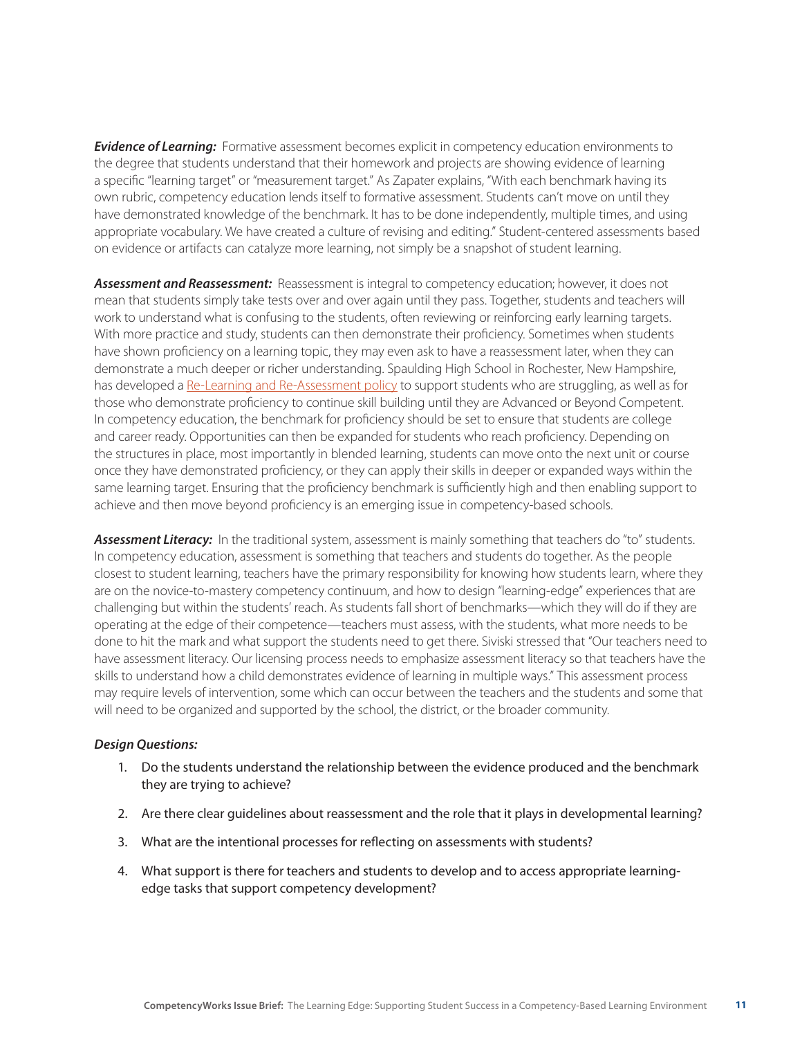***Evidence of Learning:*** Formative assessment becomes explicit in competency education environments to the degree that students understand that their homework and projects are showing evidence of learning a specific "learning target" or "measurement target." As Zapater explains, "With each benchmark having its own rubric, competency education lends itself to formative assessment. Students can't move on until they have demonstrated knowledge of the benchmark. It has to be done independently, multiple times, and using appropriate vocabulary. We have created a culture of revising and editing." Student-centered assessments based on evidence or artifacts can catalyze more learning, not simply be a snapshot of student learning.

***Assessment and Reassessment:*** Reassessment is integral to competency education; however, it does not mean that students simply take tests over and over again until they pass. Together, students and teachers will work to understand what is confusing to the students, often reviewing or reinforcing early learning targets. With more practice and study, students can then demonstrate their proficiency. Sometimes when students have shown proficiency on a learning topic, they may even ask to have a reassessment later, when they can demonstrate a much deeper or richer understanding. Spaulding High School in Rochester, New Hampshire, has developed a Re-Learning and Re-Assessment policy to support students who are struggling, as well as for those who demonstrate proficiency to continue skill building until they are Advanced or Beyond Competent. In competency education, the benchmark for proficiency should be set to ensure that students are college and career ready. Opportunities can then be expanded for students who reach proficiency. Depending on the structures in place, most importantly in blended learning, students can move onto the next unit or course once they have demonstrated proficiency, or they can apply their skills in deeper or expanded ways within the same learning target. Ensuring that the proficiency benchmark is sufficiently high and then enabling support to achieve and then move beyond proficiency is an emerging issue in competency-based schools.

***Assessment Literacy:*** In the traditional system, assessment is mainly something that teachers do "to" students. In competency education, assessment is something that teachers and students do together. As the people closest to student learning, teachers have the primary responsibility for knowing how students learn, where they are on the novice-to-mastery competency continuum, and how to design "learning-edge" experiences that are challenging but within the students' reach. As students fall short of benchmarks—which they will do if they are operating at the edge of their competence—teachers must assess, with the students, what more needs to be done to hit the mark and what support the students need to get there. Siviski stressed that "Our teachers need to have assessment literacy. Our licensing process needs to emphasize assessment literacy so that teachers have the skills to understand how a child demonstrates evidence of learning in multiple ways." This assessment process may require levels of intervention, some which can occur between the teachers and the students and some that will need to be organized and supported by the school, the district, or the broader community.

***Design Questions:***

1. Do the students understand the relationship between the evidence produced and the benchmark they are trying to achieve?
2. Are there clear guidelines about reassessment and the role that it plays in developmental learning?
3. What are the intentional processes for reflecting on assessments with students?
4. What support is there for teachers and students to develop and to access appropriate learning-edge tasks that support competency development?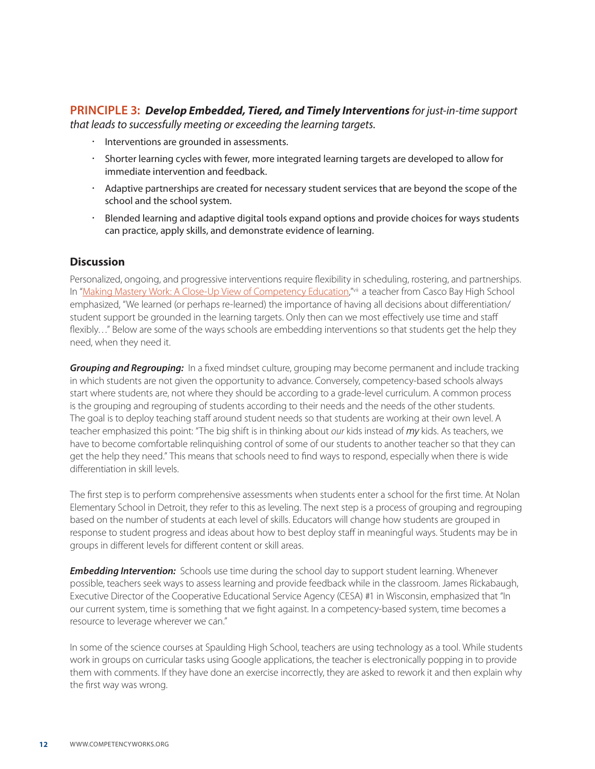**PRINCIPLE 3: *Develop Embedded, Tiered, and Timely Interventions*** *for just-in-time support that leads to successfully meeting or exceeding the learning targets.*

- Interventions are grounded in assessments.
- Shorter learning cycles with fewer, more integrated learning targets are developed to allow for immediate intervention and feedback.
- Adaptive partnerships are created for necessary student services that are beyond the scope of the school and the school system.
- Blended learning and adaptive digital tools expand options and provide choices for ways students can practice, apply skills, and demonstrate evidence of learning.

## Discussion

Personalized, ongoing, and progressive interventions require flexibility in scheduling, rostering, and partnerships. In "Making Mastery Work: A Close-Up View of Competency Education,"[vii] a teacher from Casco Bay High School emphasized, "We learned (or perhaps re-learned) the importance of having all decisions about differentiation/ student support be grounded in the learning targets. Only then can we most effectively use time and staff flexibly…" Below are some of the ways schools are embedding interventions so that students get the help they need, when they need it.

***Grouping and Regrouping:*** In a fixed mindset culture, grouping may become permanent and include tracking in which students are not given the opportunity to advance. Conversely, competency-based schools always start where students are, not where they should be according to a grade-level curriculum. A common process is the grouping and regrouping of students according to their needs and the needs of the other students. The goal is to deploy teaching staff around student needs so that students are working at their own level. A teacher emphasized this point: "The big shift is in thinking about *our* kids instead of *my* kids. As teachers, we have to become comfortable relinquishing control of some of our students to another teacher so that they can get the help they need." This means that schools need to find ways to respond, especially when there is wide differentiation in skill levels.

The first step is to perform comprehensive assessments when students enter a school for the first time. At Nolan Elementary School in Detroit, they refer to this as leveling. The next step is a process of grouping and regrouping based on the number of students at each level of skills. Educators will change how students are grouped in response to student progress and ideas about how to best deploy staff in meaningful ways. Students may be in groups in different levels for different content or skill areas.

***Embedding Intervention:*** Schools use time during the school day to support student learning. Whenever possible, teachers seek ways to assess learning and provide feedback while in the classroom. James Rickabaugh, Executive Director of the Cooperative Educational Service Agency (CESA) #1 in Wisconsin, emphasized that "In our current system, time is something that we fight against. In a competency-based system, time becomes a resource to leverage wherever we can."

In some of the science courses at Spaulding High School, teachers are using technology as a tool. While students work in groups on curricular tasks using Google applications, the teacher is electronically popping in to provide them with comments. If they have done an exercise incorrectly, they are asked to rework it and then explain why the first way was wrong.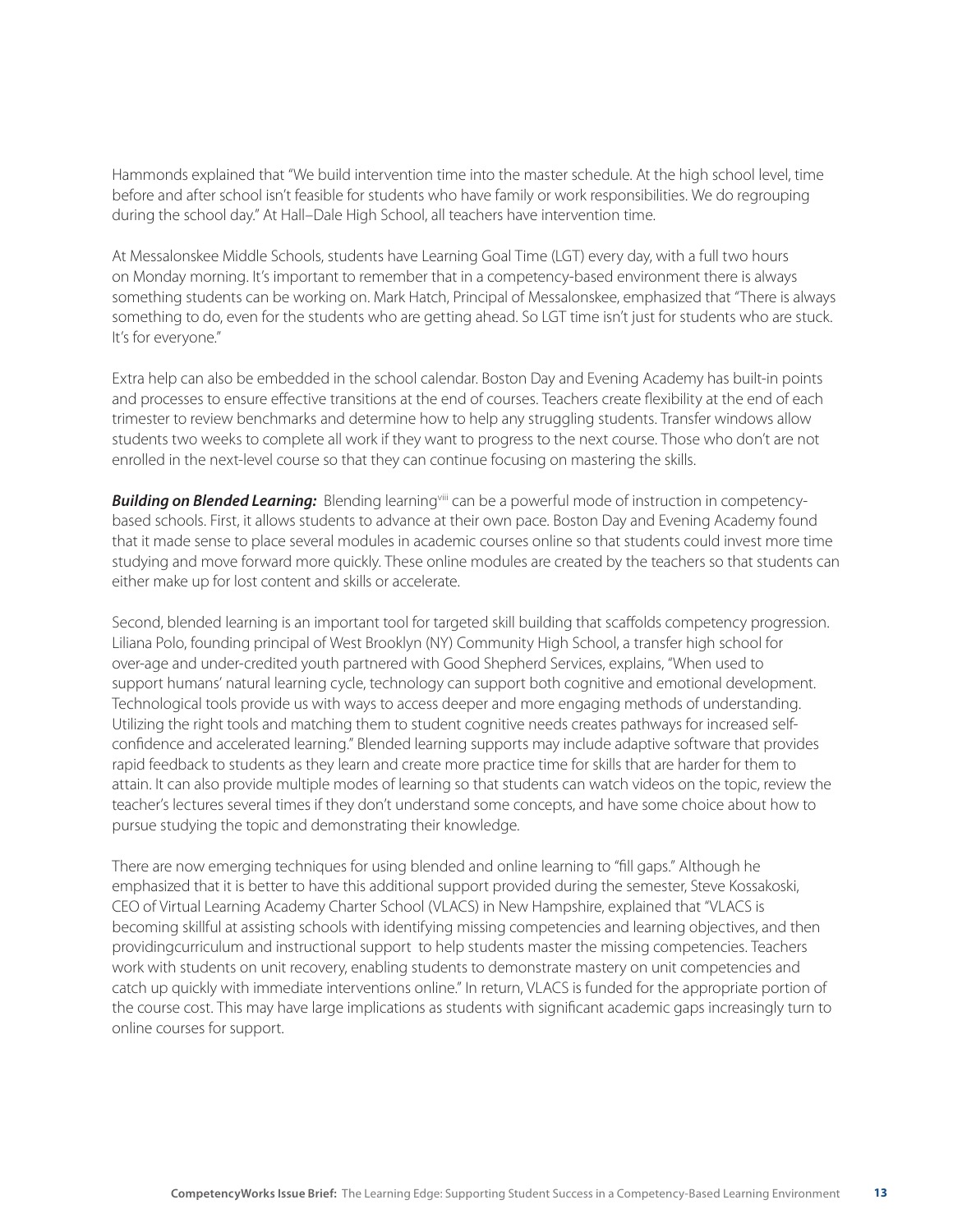Hammonds explained that "We build intervention time into the master schedule. At the high school level, time before and after school isn't feasible for students who have family or work responsibilities. We do regrouping during the school day." At Hall–Dale High School, all teachers have intervention time.

At Messalonskee Middle Schools, students have Learning Goal Time (LGT) every day, with a full two hours on Monday morning. It's important to remember that in a competency-based environment there is always something students can be working on. Mark Hatch, Principal of Messalonskee, emphasized that "There is always something to do, even for the students who are getting ahead. So LGT time isn't just for students who are stuck. It's for everyone."

Extra help can also be embedded in the school calendar. Boston Day and Evening Academy has built-in points and processes to ensure effective transitions at the end of courses. Teachers create flexibility at the end of each trimester to review benchmarks and determine how to help any struggling students. Transfer windows allow students two weeks to complete all work if they want to progress to the next course. Those who don't are not enrolled in the next-level course so that they can continue focusing on mastering the skills.

***Building on Blended Learning:*** Blending learning[viii] can be a powerful mode of instruction in competency-based schools. First, it allows students to advance at their own pace. Boston Day and Evening Academy found that it made sense to place several modules in academic courses online so that students could invest more time studying and move forward more quickly. These online modules are created by the teachers so that students can either make up for lost content and skills or accelerate.

Second, blended learning is an important tool for targeted skill building that scaffolds competency progression. Liliana Polo, founding principal of West Brooklyn (NY) Community High School, a transfer high school for over-age and under-credited youth partnered with Good Shepherd Services, explains, "When used to support humans' natural learning cycle, technology can support both cognitive and emotional development. Technological tools provide us with ways to access deeper and more engaging methods of understanding. Utilizing the right tools and matching them to student cognitive needs creates pathways for increased self-confidence and accelerated learning." Blended learning supports may include adaptive software that provides rapid feedback to students as they learn and create more practice time for skills that are harder for them to attain. It can also provide multiple modes of learning so that students can watch videos on the topic, review the teacher's lectures several times if they don't understand some concepts, and have some choice about how to pursue studying the topic and demonstrating their knowledge.

There are now emerging techniques for using blended and online learning to "fill gaps." Although he emphasized that it is better to have this additional support provided during the semester, Steve Kossakoski, CEO of Virtual Learning Academy Charter School (VLACS) in New Hampshire, explained that "VLACS is becoming skillful at assisting schools with identifying missing competencies and learning objectives, and then providingcurriculum and instructional support to help students master the missing competencies. Teachers work with students on unit recovery, enabling students to demonstrate mastery on unit competencies and catch up quickly with immediate interventions online." In return, VLACS is funded for the appropriate portion of the course cost. This may have large implications as students with significant academic gaps increasingly turn to online courses for support.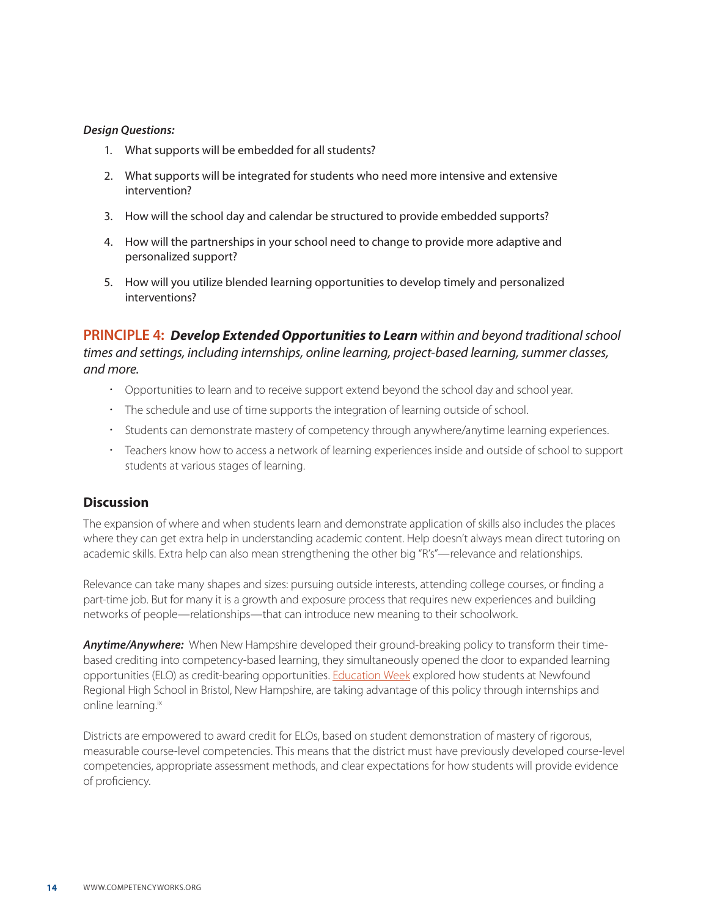***Design Questions:***

1. What supports will be embedded for all students?
2. What supports will be integrated for students who need more intensive and extensive intervention?
3. How will the school day and calendar be structured to provide embedded supports?
4. How will the partnerships in your school need to change to provide more adaptive and personalized support?
5. How will you utilize blended learning opportunities to develop timely and personalized interventions?

### PRINCIPLE 4: ***Develop Extended Opportunities to Learn*** *within and beyond traditional school times and settings, including internships, online learning, project-based learning, summer classes, and more.*

- Opportunities to learn and to receive support extend beyond the school day and school year.
- The schedule and use of time supports the integration of learning outside of school.
- Students can demonstrate mastery of competency through anywhere/anytime learning experiences.
- Teachers know how to access a network of learning experiences inside and outside of school to support students at various stages of learning.

## Discussion

The expansion of where and when students learn and demonstrate application of skills also includes the places where they can get extra help in understanding academic content. Help doesn't always mean direct tutoring on academic skills. Extra help can also mean strengthening the other big "R's"—relevance and relationships.

Relevance can take many shapes and sizes: pursuing outside interests, attending college courses, or finding a part-time job. But for many it is a growth and exposure process that requires new experiences and building networks of people—relationships—that can introduce new meaning to their schoolwork.

***Anytime/Anywhere:*** When New Hampshire developed their ground-breaking policy to transform their time-based crediting into competency-based learning, they simultaneously opened the door to expanded learning opportunities (ELO) as credit-bearing opportunities. Education Week explored how students at Newfound Regional High School in Bristol, New Hampshire, are taking advantage of this policy through internships and online learning.[ix]

Districts are empowered to award credit for ELOs, based on student demonstration of mastery of rigorous, measurable course-level competencies. This means that the district must have previously developed course-level competencies, appropriate assessment methods, and clear expectations for how students will provide evidence of proficiency.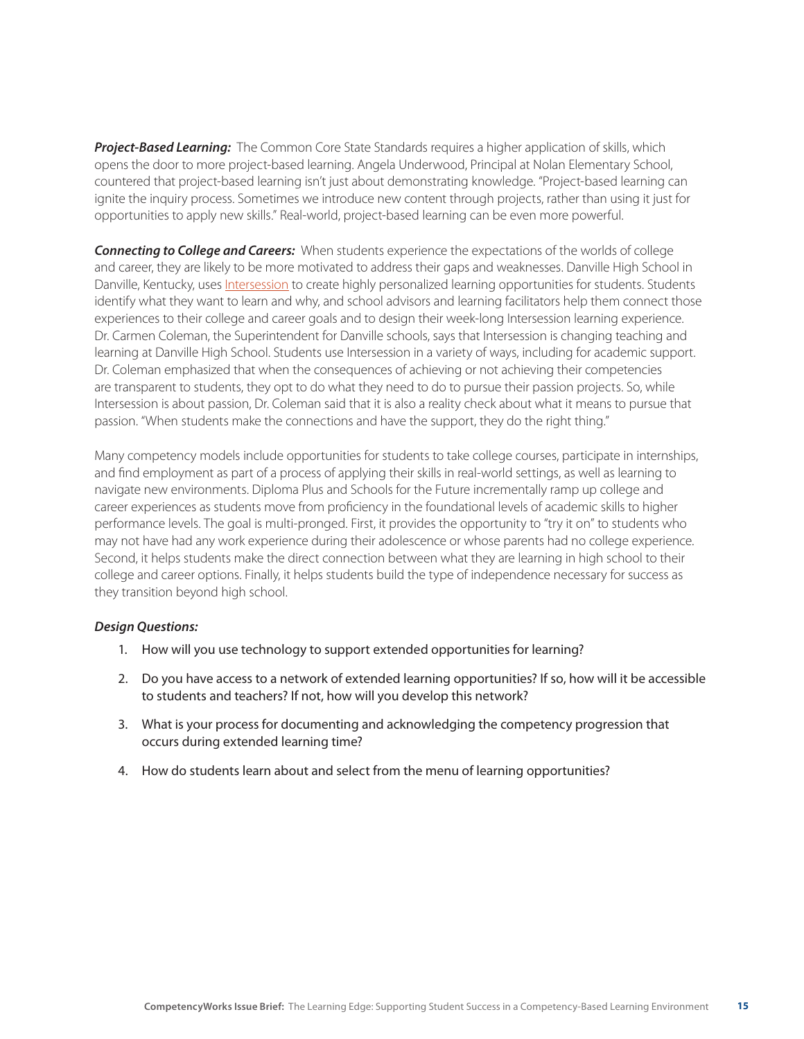***Project-Based Learning:*** The Common Core State Standards requires a higher application of skills, which opens the door to more project-based learning. Angela Underwood, Principal at Nolan Elementary School, countered that project-based learning isn't just about demonstrating knowledge. "Project-based learning can ignite the inquiry process. Sometimes we introduce new content through projects, rather than using it just for opportunities to apply new skills." Real-world, project-based learning can be even more powerful.

***Connecting to College and Careers:*** When students experience the expectations of the worlds of college and career, they are likely to be more motivated to address their gaps and weaknesses. Danville High School in Danville, Kentucky, uses Intersession to create highly personalized learning opportunities for students. Students identify what they want to learn and why, and school advisors and learning facilitators help them connect those experiences to their college and career goals and to design their week-long Intersession learning experience. Dr. Carmen Coleman, the Superintendent for Danville schools, says that Intersession is changing teaching and learning at Danville High School. Students use Intersession in a variety of ways, including for academic support. Dr. Coleman emphasized that when the consequences of achieving or not achieving their competencies are transparent to students, they opt to do what they need to do to pursue their passion projects. So, while Intersession is about passion, Dr. Coleman said that it is also a reality check about what it means to pursue that passion. "When students make the connections and have the support, they do the right thing."

Many competency models include opportunities for students to take college courses, participate in internships, and find employment as part of a process of applying their skills in real-world settings, as well as learning to navigate new environments. Diploma Plus and Schools for the Future incrementally ramp up college and career experiences as students move from proficiency in the foundational levels of academic skills to higher performance levels. The goal is multi-pronged. First, it provides the opportunity to "try it on" to students who may not have had any work experience during their adolescence or whose parents had no college experience. Second, it helps students make the direct connection between what they are learning in high school to their college and career options. Finally, it helps students build the type of independence necessary for success as they transition beyond high school.

***Design Questions:***

1. How will you use technology to support extended opportunities for learning?
2. Do you have access to a network of extended learning opportunities? If so, how will it be accessible to students and teachers? If not, how will you develop this network?
3. What is your process for documenting and acknowledging the competency progression that occurs during extended learning time?
4. How do students learn about and select from the menu of learning opportunities?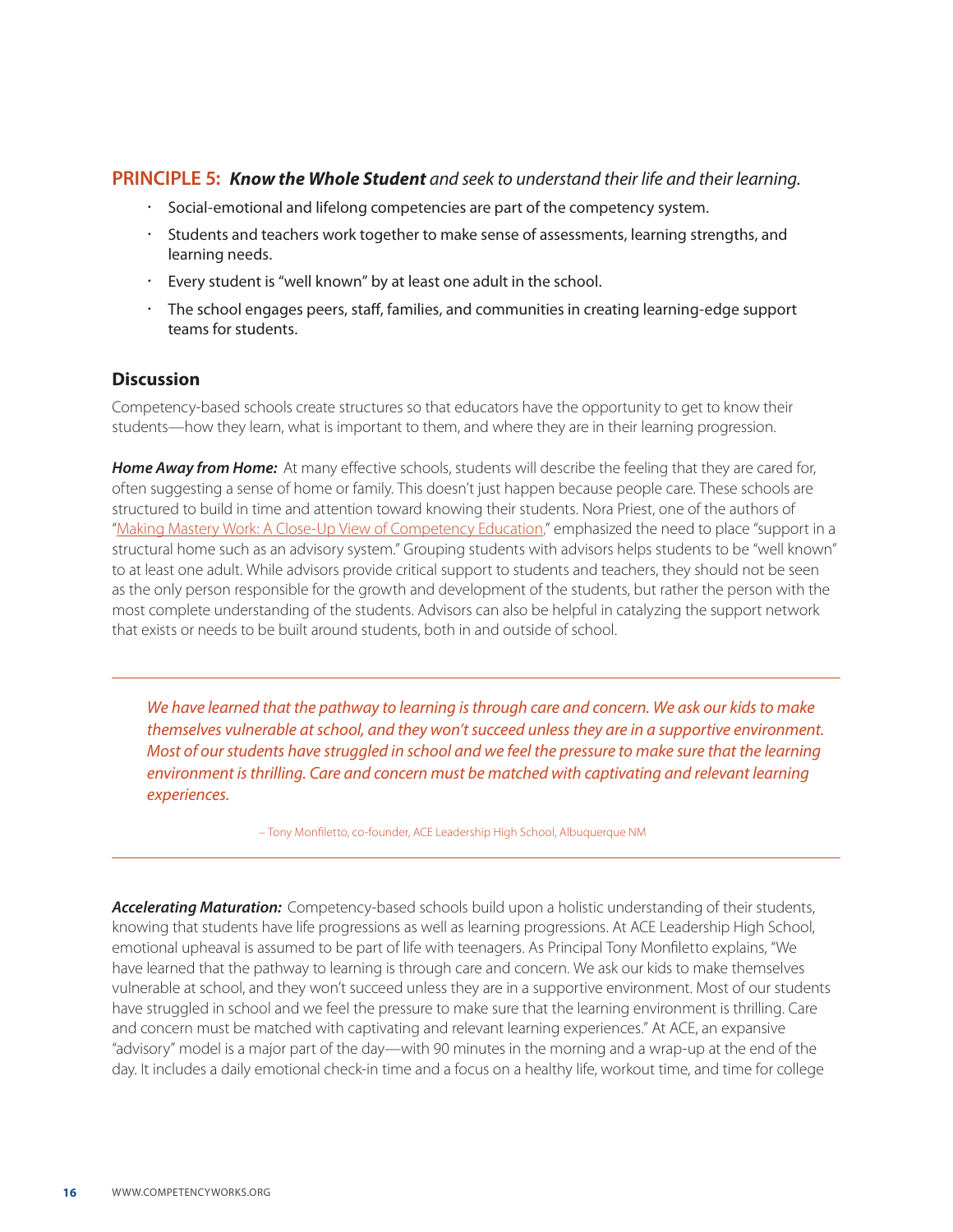## PRINCIPLE 5: *Know the Whole Student and seek to understand their life and their learning.*

- Social-emotional and lifelong competencies are part of the competency system.
- Students and teachers work together to make sense of assessments, learning strengths, and learning needs.
- Every student is "well known" by at least one adult in the school.
- The school engages peers, staff, families, and communities in creating learning-edge support teams for students.

### Discussion

Competency-based schools create structures so that educators have the opportunity to get to know their students—how they learn, what is important to them, and where they are in their learning progression.

***Home Away from Home:*** At many effective schools, students will describe the feeling that they are cared for, often suggesting a sense of home or family. This doesn't just happen because people care. These schools are structured to build in time and attention toward knowing their students. Nora Priest, one of the authors of "Making Mastery Work: A Close-Up View of Competency Education," emphasized the need to place "support in a structural home such as an advisory system." Grouping students with advisors helps students to be "well known" to at least one adult. While advisors provide critical support to students and teachers, they should not be seen as the only person responsible for the growth and development of the students, but rather the person with the most complete understanding of the students. Advisors can also be helpful in catalyzing the support network that exists or needs to be built around students, both in and outside of school.

> *We have learned that the pathway to learning is through care and concern. We ask our kids to make themselves vulnerable at school, and they won't succeed unless they are in a supportive environment. Most of our students have struggled in school and we feel the pressure to make sure that the learning environment is thrilling. Care and concern must be matched with captivating and relevant learning experiences.*
>
> – Tony Monfiletto, co-founder, ACE Leadership High School, Albuquerque NM

***Accelerating Maturation:*** Competency-based schools build upon a holistic understanding of their students, knowing that students have life progressions as well as learning progressions. At ACE Leadership High School, emotional upheaval is assumed to be part of life with teenagers. As Principal Tony Monfiletto explains, "We have learned that the pathway to learning is through care and concern. We ask our kids to make themselves vulnerable at school, and they won't succeed unless they are in a supportive environment. Most of our students have struggled in school and we feel the pressure to make sure that the learning environment is thrilling. Care and concern must be matched with captivating and relevant learning experiences." At ACE, an expansive "advisory" model is a major part of the day—with 90 minutes in the morning and a wrap-up at the end of the day. It includes a daily emotional check-in time and a focus on a healthy life, workout time, and time for college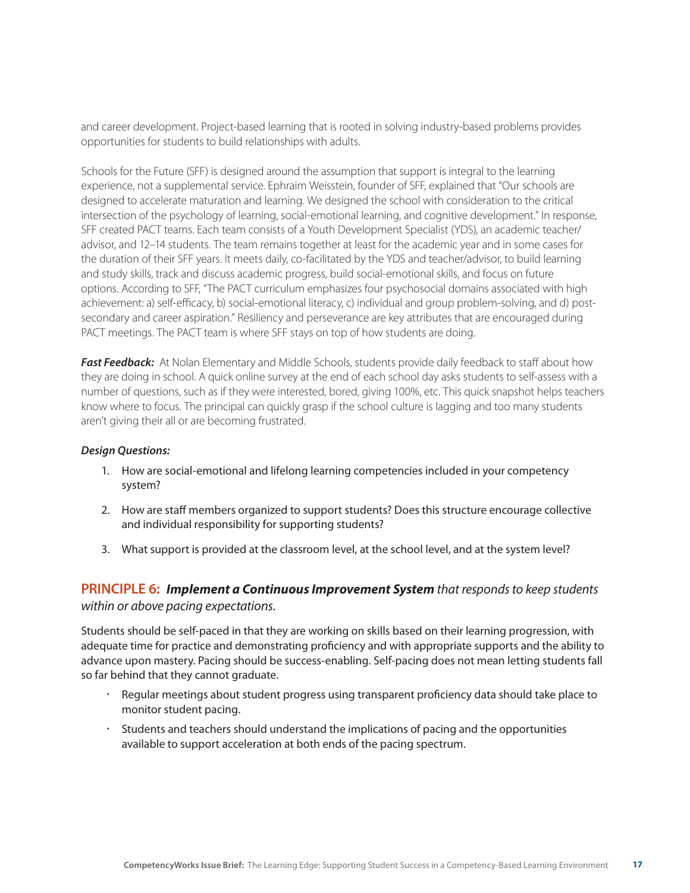and career development. Project-based learning that is rooted in solving industry-based problems provides opportunities for students to build relationships with adults.

Schools for the Future (SFF) is designed around the assumption that support is integral to the learning experience, not a supplemental service. Ephraim Weisstein, founder of SFF, explained that "Our schools are designed to accelerate maturation and learning. We designed the school with consideration to the critical intersection of the psychology of learning, social-emotional learning, and cognitive development." In response, SFF created PACT teams. Each team consists of a Youth Development Specialist (YDS), an academic teacher/advisor, and 12–14 students. The team remains together at least for the academic year and in some cases for the duration of their SFF years. It meets daily, co-facilitated by the YDS and teacher/advisor, to build learning and study skills, track and discuss academic progress, build social-emotional skills, and focus on future options. According to SFF, "The PACT curriculum emphasizes four psychosocial domains associated with high achievement: a) self-efficacy, b) social-emotional literacy, c) individual and group problem-solving, and d) post-secondary and career aspiration." Resiliency and perseverance are key attributes that are encouraged during PACT meetings. The PACT team is where SFF stays on top of how students are doing.

***Fast Feedback:*** At Nolan Elementary and Middle Schools, students provide daily feedback to staff about how they are doing in school. A quick online survey at the end of each school day asks students to self-assess with a number of questions, such as if they were interested, bored, giving 100%, etc. This quick snapshot helps teachers know where to focus. The principal can quickly grasp if the school culture is lagging and too many students aren't giving their all or are becoming frustrated.

***Design Questions:***

1. How are social-emotional and lifelong learning competencies included in your competency system?
2. How are staff members organized to support students? Does this structure encourage collective and individual responsibility for supporting students?
3. What support is provided at the classroom level, at the school level, and at the system level?

## PRINCIPLE 6: ***Implement a Continuous Improvement System*** *that responds to keep students within or above pacing expectations.*

Students should be self-paced in that they are working on skills based on their learning progression, with adequate time for practice and demonstrating proficiency and with appropriate supports and the ability to advance upon mastery. Pacing should be success-enabling. Self-pacing does not mean letting students fall so far behind that they cannot graduate.

- Regular meetings about student progress using transparent proficiency data should take place to monitor student pacing.
- Students and teachers should understand the implications of pacing and the opportunities available to support acceleration at both ends of the pacing spectrum.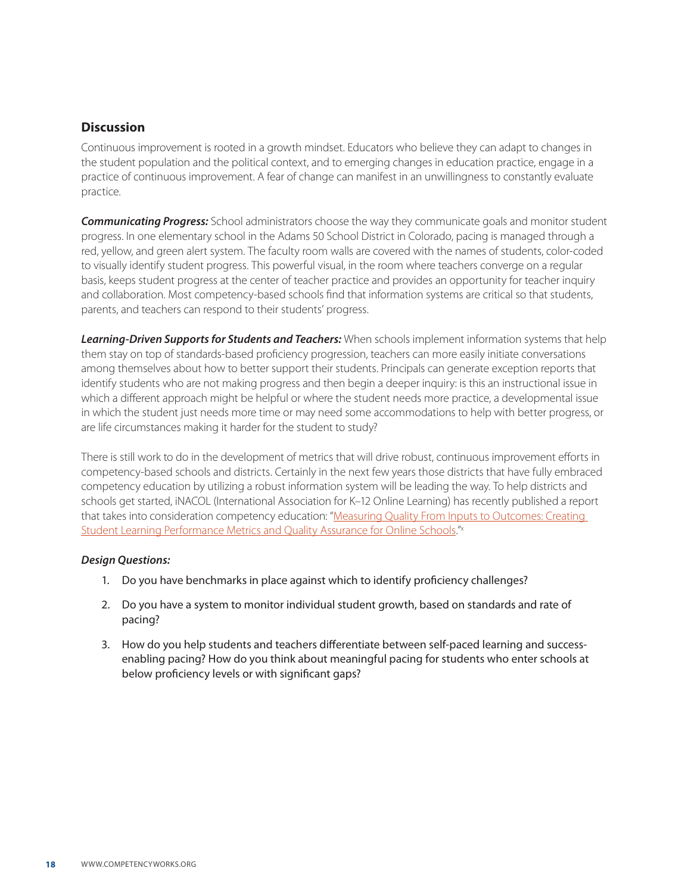## Discussion

Continuous improvement is rooted in a growth mindset. Educators who believe they can adapt to changes in the student population and the political context, and to emerging changes in education practice, engage in a practice of continuous improvement. A fear of change can manifest in an unwillingness to constantly evaluate practice.

***Communicating Progress:*** School administrators choose the way they communicate goals and monitor student progress. In one elementary school in the Adams 50 School District in Colorado, pacing is managed through a red, yellow, and green alert system. The faculty room walls are covered with the names of students, color-coded to visually identify student progress. This powerful visual, in the room where teachers converge on a regular basis, keeps student progress at the center of teacher practice and provides an opportunity for teacher inquiry and collaboration. Most competency-based schools find that information systems are critical so that students, parents, and teachers can respond to their students' progress.

***Learning-Driven Supports for Students and Teachers:*** When schools implement information systems that help them stay on top of standards-based proficiency progression, teachers can more easily initiate conversations among themselves about how to better support their students. Principals can generate exception reports that identify students who are not making progress and then begin a deeper inquiry: is this an instructional issue in which a different approach might be helpful or where the student needs more practice, a developmental issue in which the student just needs more time or may need some accommodations to help with better progress, or are life circumstances making it harder for the student to study?

There is still work to do in the development of metrics that will drive robust, continuous improvement efforts in competency-based schools and districts. Certainly in the next few years those districts that have fully embraced competency education by utilizing a robust information system will be leading the way. To help districts and schools get started, iNACOL (International Association for K–12 Online Learning) has recently published a report that takes into consideration competency education: "Measuring Quality From Inputs to Outcomes: Creating Student Learning Performance Metrics and Quality Assurance for Online Schools."[x]

***Design Questions:***

1. Do you have benchmarks in place against which to identify proficiency challenges?
2. Do you have a system to monitor individual student growth, based on standards and rate of pacing?
3. How do you help students and teachers differentiate between self-paced learning and success-enabling pacing? How do you think about meaningful pacing for students who enter schools at below proficiency levels or with significant gaps?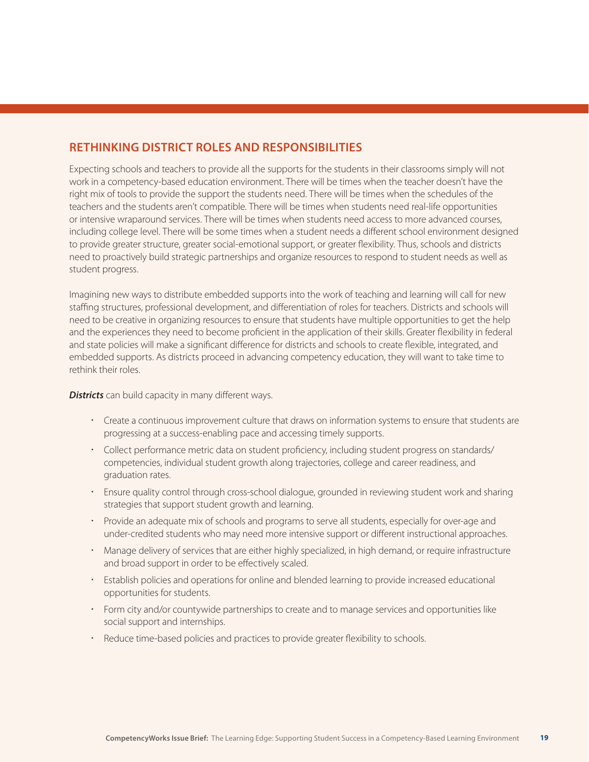## RETHINKING DISTRICT ROLES AND RESPONSIBILITIES

Expecting schools and teachers to provide all the supports for the students in their classrooms simply will not work in a competency-based education environment. There will be times when the teacher doesn't have the right mix of tools to provide the support the students need. There will be times when the schedules of the teachers and the students aren't compatible. There will be times when students need real-life opportunities or intensive wraparound services. There will be times when students need access to more advanced courses, including college level. There will be some times when a student needs a different school environment designed to provide greater structure, greater social-emotional support, or greater flexibility. Thus, schools and districts need to proactively build strategic partnerships and organize resources to respond to student needs as well as student progress.

Imagining new ways to distribute embedded supports into the work of teaching and learning will call for new staffing structures, professional development, and differentiation of roles for teachers. Districts and schools will need to be creative in organizing resources to ensure that students have multiple opportunities to get the help and the experiences they need to become proficient in the application of their skills. Greater flexibility in federal and state policies will make a significant difference for districts and schools to create flexible, integrated, and embedded supports. As districts proceed in advancing competency education, they will want to take time to rethink their roles.

***Districts*** can build capacity in many different ways.

- Create a continuous improvement culture that draws on information systems to ensure that students are progressing at a success-enabling pace and accessing timely supports.
- Collect performance metric data on student proficiency, including student progress on standards/competencies, individual student growth along trajectories, college and career readiness, and graduation rates.
- Ensure quality control through cross-school dialogue, grounded in reviewing student work and sharing strategies that support student growth and learning.
- Provide an adequate mix of schools and programs to serve all students, especially for over-age and under-credited students who may need more intensive support or different instructional approaches.
- Manage delivery of services that are either highly specialized, in high demand, or require infrastructure and broad support in order to be effectively scaled.
- Establish policies and operations for online and blended learning to provide increased educational opportunities for students.
- Form city and/or countywide partnerships to create and to manage services and opportunities like social support and internships.
- Reduce time-based policies and practices to provide greater flexibility to schools.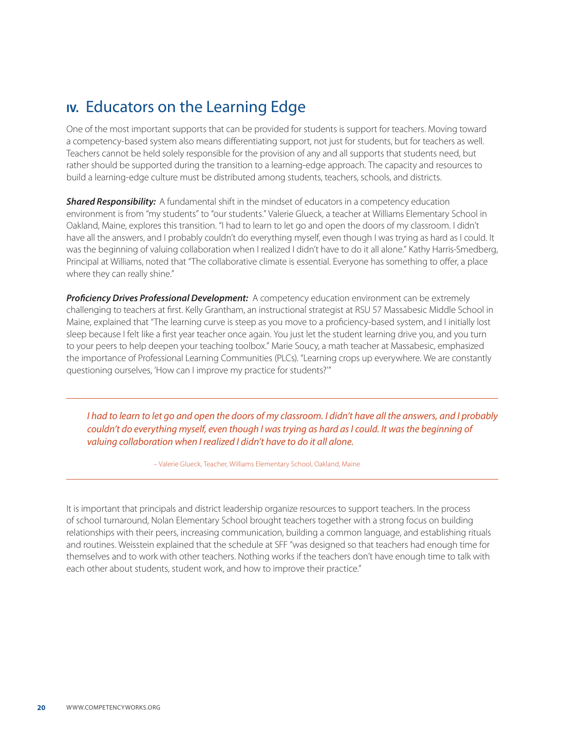## IV. Educators on the Learning Edge

One of the most important supports that can be provided for students is support for teachers. Moving toward a competency-based system also means differentiating support, not just for students, but for teachers as well. Teachers cannot be held solely responsible for the provision of any and all supports that students need, but rather should be supported during the transition to a learning-edge approach. The capacity and resources to build a learning-edge culture must be distributed among students, teachers, schools, and districts.

***Shared Responsibility:*** A fundamental shift in the mindset of educators in a competency education environment is from "my students" to "our students." Valerie Glueck, a teacher at Williams Elementary School in Oakland, Maine, explores this transition. "I had to learn to let go and open the doors of my classroom. I didn't have all the answers, and I probably couldn't do everything myself, even though I was trying as hard as I could. It was the beginning of valuing collaboration when I realized I didn't have to do it all alone." Kathy Harris-Smedberg, Principal at Williams, noted that "The collaborative climate is essential. Everyone has something to offer, a place where they can really shine."

***Proficiency Drives Professional Development:*** A competency education environment can be extremely challenging to teachers at first. Kelly Grantham, an instructional strategist at RSU 57 Massabesic Middle School in Maine, explained that "The learning curve is steep as you move to a proficiency-based system, and I initially lost sleep because I felt like a first year teacher once again. You just let the student learning drive you, and you turn to your peers to help deepen your teaching toolbox." Marie Soucy, a math teacher at Massabesic, emphasized the importance of Professional Learning Communities (PLCs). "Learning crops up everywhere. We are constantly questioning ourselves, 'How can I improve my practice for students?'"

---

> *I had to learn to let go and open the doors of my classroom. I didn't have all the answers, and I probably couldn't do everything myself, even though I was trying as hard as I could. It was the beginning of valuing collaboration when I realized I didn't have to do it all alone.*
>
> – Valerie Glueck, Teacher, Williams Elementary School, Oakland, Maine

---

It is important that principals and district leadership organize resources to support teachers. In the process of school turnaround, Nolan Elementary School brought teachers together with a strong focus on building relationships with their peers, increasing communication, building a common language, and establishing rituals and routines. Weisstein explained that the schedule at SFF "was designed so that teachers had enough time for themselves and to work with other teachers. Nothing works if the teachers don't have enough time to talk with each other about students, student work, and how to improve their practice."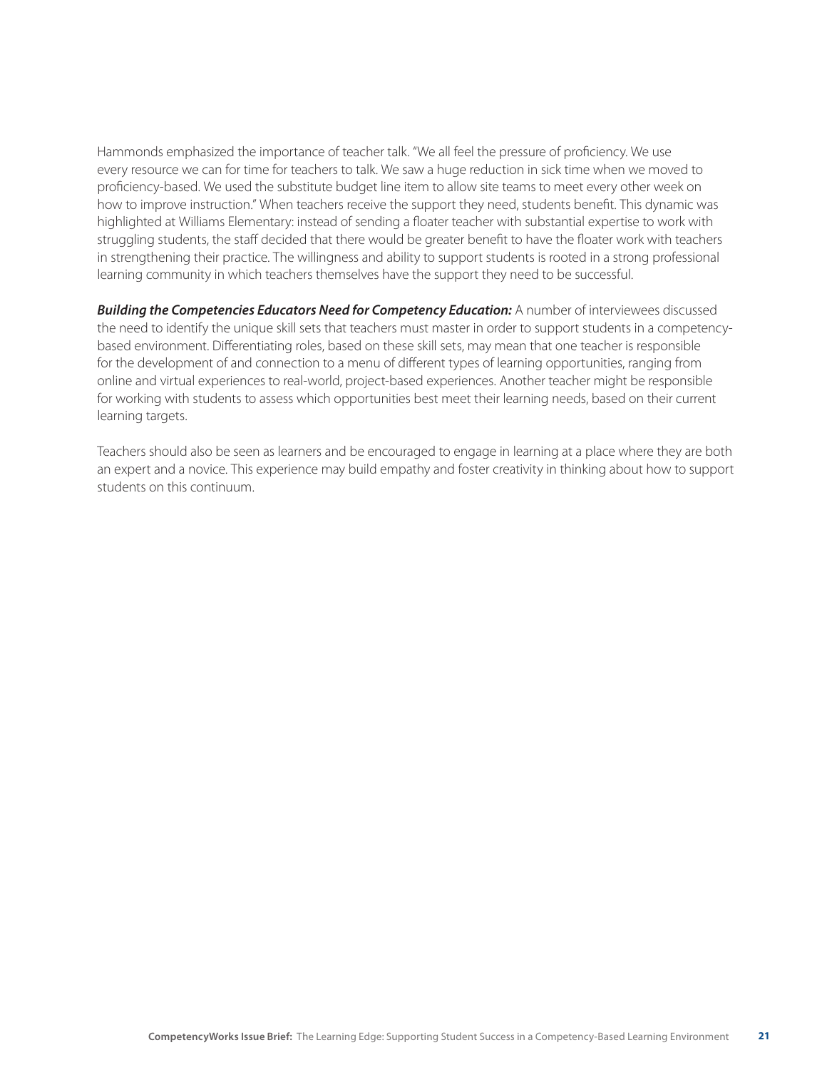Hammonds emphasized the importance of teacher talk. "We all feel the pressure of proficiency. We use every resource we can for time for teachers to talk. We saw a huge reduction in sick time when we moved to proficiency-based. We used the substitute budget line item to allow site teams to meet every other week on how to improve instruction." When teachers receive the support they need, students benefit. This dynamic was highlighted at Williams Elementary: instead of sending a floater teacher with substantial expertise to work with struggling students, the staff decided that there would be greater benefit to have the floater work with teachers in strengthening their practice. The willingness and ability to support students is rooted in a strong professional learning community in which teachers themselves have the support they need to be successful.

***Building the Competencies Educators Need for Competency Education:*** A number of interviewees discussed the need to identify the unique skill sets that teachers must master in order to support students in a competency-based environment. Differentiating roles, based on these skill sets, may mean that one teacher is responsible for the development of and connection to a menu of different types of learning opportunities, ranging from online and virtual experiences to real-world, project-based experiences. Another teacher might be responsible for working with students to assess which opportunities best meet their learning needs, based on their current learning targets.

Teachers should also be seen as learners and be encouraged to engage in learning at a place where they are both an expert and a novice. This experience may build empathy and foster creativity in thinking about how to support students on this continuum.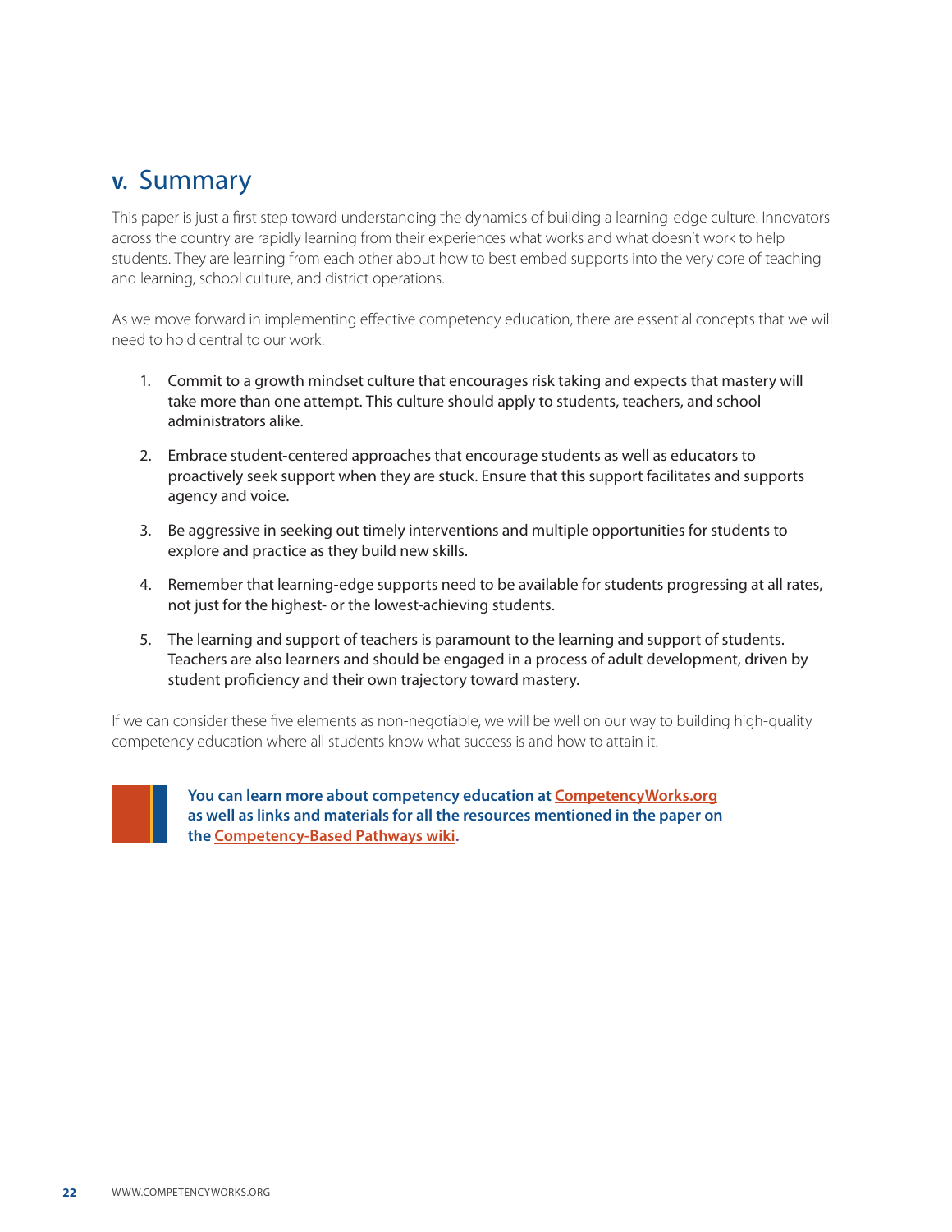## v. Summary

This paper is just a first step toward understanding the dynamics of building a learning-edge culture. Innovators across the country are rapidly learning from their experiences what works and what doesn't work to help students. They are learning from each other about how to best embed supports into the very core of teaching and learning, school culture, and district operations.

As we move forward in implementing effective competency education, there are essential concepts that we will need to hold central to our work.

1. Commit to a growth mindset culture that encourages risk taking and expects that mastery will take more than one attempt. This culture should apply to students, teachers, and school administrators alike.

2. Embrace student-centered approaches that encourage students as well as educators to proactively seek support when they are stuck. Ensure that this support facilitates and supports agency and voice.

3. Be aggressive in seeking out timely interventions and multiple opportunities for students to explore and practice as they build new skills.

4. Remember that learning-edge supports need to be available for students progressing at all rates, not just for the highest- or the lowest-achieving students.

5. The learning and support of teachers is paramount to the learning and support of students. Teachers are also learners and should be engaged in a process of adult development, driven by student proficiency and their own trajectory toward mastery.

If we can consider these five elements as non-negotiable, we will be well on our way to building high-quality competency education where all students know what success is and how to attain it.

**You can learn more about competency education at CompetencyWorks.org as well as links and materials for all the resources mentioned in the paper on the Competency-Based Pathways wiki.**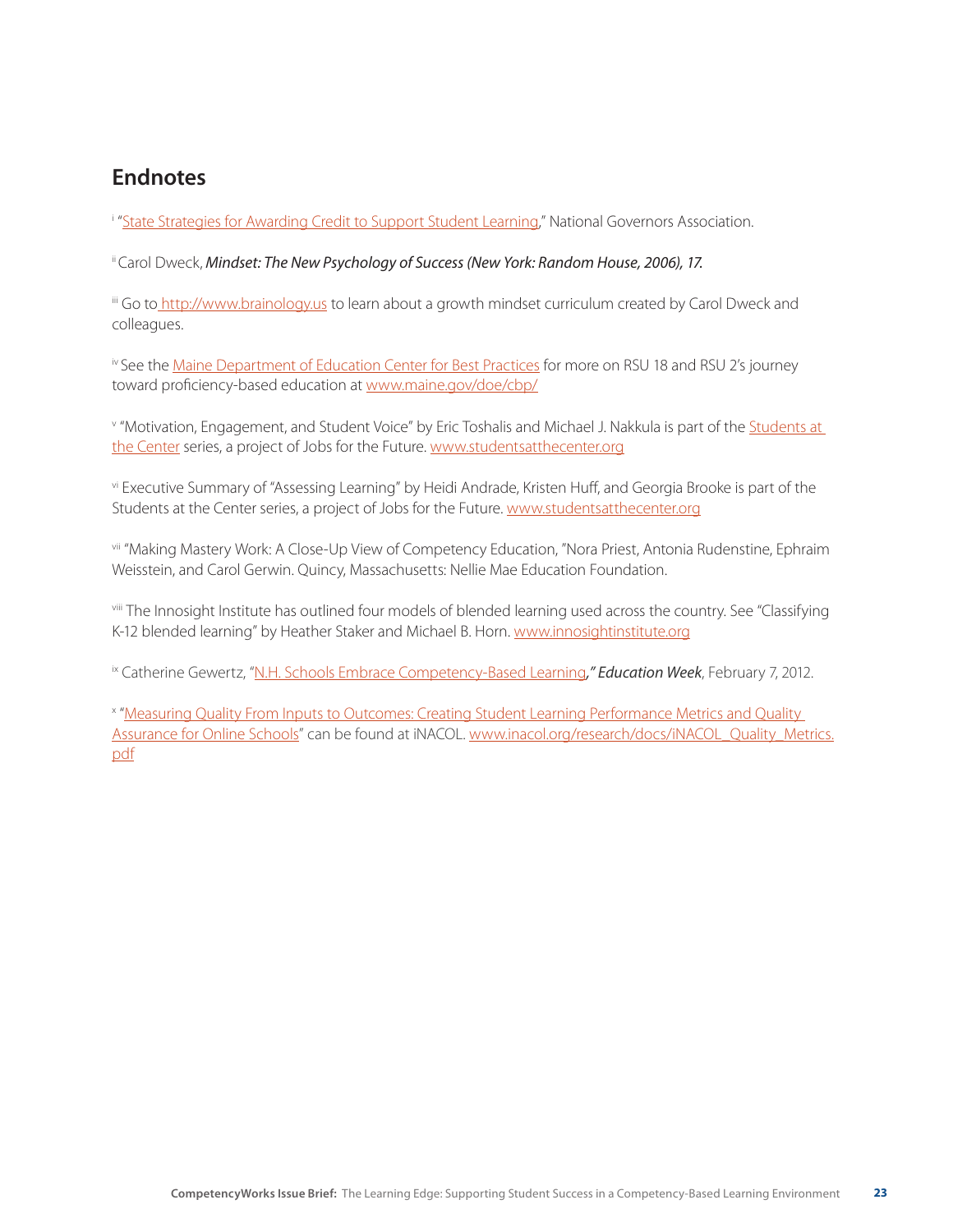## Endnotes

[i] "State Strategies for Awarding Credit to Support Student Learning," National Governors Association.

[ii] Carol Dweck, ***Mindset: The New Psychology of Success (New York: Random House, 2006), 17.***

[iii] Go to http://www.brainology.us to learn about a growth mindset curriculum created by Carol Dweck and colleagues.

[iv] See the Maine Department of Education Center for Best Practices for more on RSU 18 and RSU 2's journey toward proficiency-based education at www.maine.gov/doe/cbp/

[v] "Motivation, Engagement, and Student Voice" by Eric Toshalis and Michael J. Nakkula is part of the Students at the Center series, a project of Jobs for the Future. www.studentsatthecenter.org

[vi] Executive Summary of "Assessing Learning" by Heidi Andrade, Kristen Huff, and Georgia Brooke is part of the Students at the Center series, a project of Jobs for the Future. www.studentsatthecenter.org

[vii] "Making Mastery Work: A Close-Up View of Competency Education, "Nora Priest, Antonia Rudenstine, Ephraim Weisstein, and Carol Gerwin. Quincy, Massachusetts: Nellie Mae Education Foundation.

[viii] The Innosight Institute has outlined four models of blended learning used across the country. See "Classifying K-12 blended learning" by Heather Staker and Michael B. Horn. www.innosightinstitute.org

[ix] Catherine Gewertz, "N.H. Schools Embrace Competency-Based Learning," ***Education Week***, February 7, 2012.

[x] "Measuring Quality From Inputs to Outcomes: Creating Student Learning Performance Metrics and Quality Assurance for Online Schools" can be found at iNACOL. www.inacol.org/research/docs/iNACOL_Quality_Metrics.pdf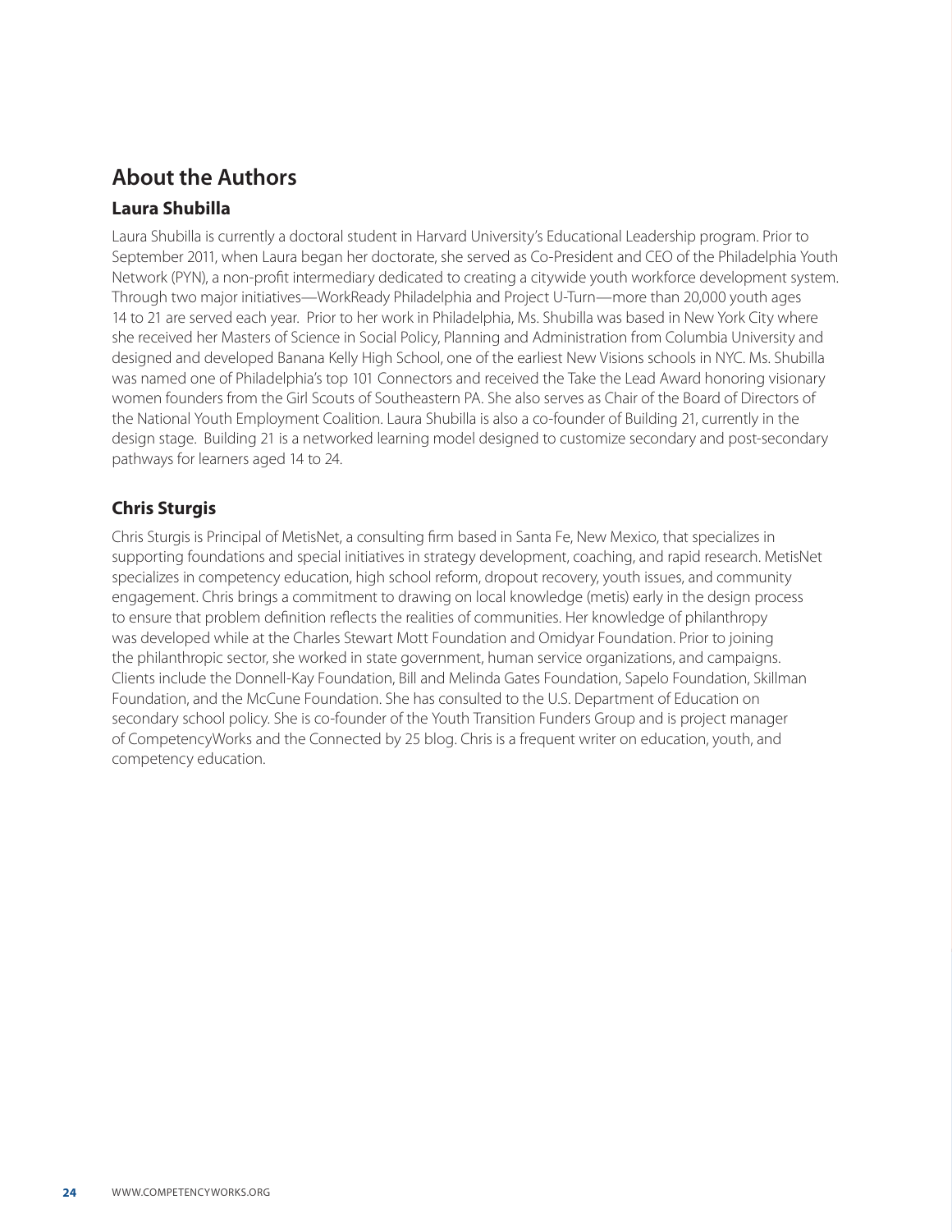## About the Authors

### Laura Shubilla

Laura Shubilla is currently a doctoral student in Harvard University's Educational Leadership program. Prior to September 2011, when Laura began her doctorate, she served as Co-President and CEO of the Philadelphia Youth Network (PYN), a non-profit intermediary dedicated to creating a citywide youth workforce development system. Through two major initiatives—WorkReady Philadelphia and Project U-Turn—more than 20,000 youth ages 14 to 21 are served each year. Prior to her work in Philadelphia, Ms. Shubilla was based in New York City where she received her Masters of Science in Social Policy, Planning and Administration from Columbia University and designed and developed Banana Kelly High School, one of the earliest New Visions schools in NYC. Ms. Shubilla was named one of Philadelphia's top 101 Connectors and received the Take the Lead Award honoring visionary women founders from the Girl Scouts of Southeastern PA. She also serves as Chair of the Board of Directors of the National Youth Employment Coalition. Laura Shubilla is also a co-founder of Building 21, currently in the design stage. Building 21 is a networked learning model designed to customize secondary and post-secondary pathways for learners aged 14 to 24.

### Chris Sturgis

Chris Sturgis is Principal of MetisNet, a consulting firm based in Santa Fe, New Mexico, that specializes in supporting foundations and special initiatives in strategy development, coaching, and rapid research. MetisNet specializes in competency education, high school reform, dropout recovery, youth issues, and community engagement. Chris brings a commitment to drawing on local knowledge (metis) early in the design process to ensure that problem definition reflects the realities of communities. Her knowledge of philanthropy was developed while at the Charles Stewart Mott Foundation and Omidyar Foundation. Prior to joining the philanthropic sector, she worked in state government, human service organizations, and campaigns. Clients include the Donnell-Kay Foundation, Bill and Melinda Gates Foundation, Sapelo Foundation, Skillman Foundation, and the McCune Foundation. She has consulted to the U.S. Department of Education on secondary school policy. She is co-founder of the Youth Transition Funders Group and is project manager of CompetencyWorks and the Connected by 25 blog. Chris is a frequent writer on education, youth, and competency education.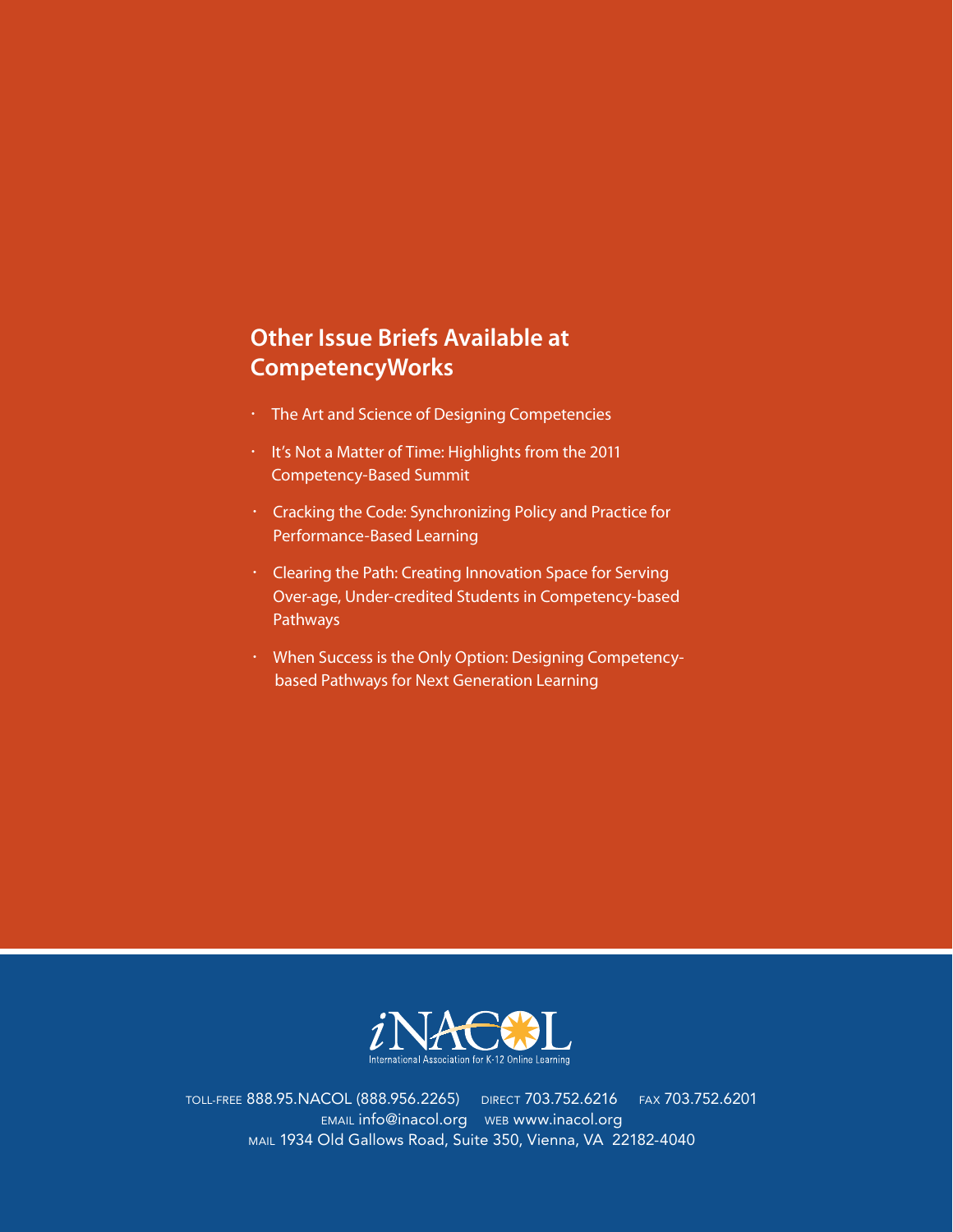## Other Issue Briefs Available at CompetencyWorks

- The Art and Science of Designing Competencies
- It's Not a Matter of Time: Highlights from the 2011 Competency-Based Summit
- Cracking the Code: Synchronizing Policy and Practice for Performance-Based Learning
- Clearing the Path: Creating Innovation Space for Serving Over-age, Under-credited Students in Competency-based Pathways
- When Success is the Only Option: Designing Competency-based Pathways for Next Generation Learning

iNACOL

International Association for K-12 Online Learning

TOLL-FREE 888.95.NACOL (888.956.2265) DIRECT 703.752.6216 FAX 703.752.6201
EMAIL info@inacol.org WEB www.inacol.org
MAIL 1934 Old Gallows Road, Suite 350, Vienna, VA 22182-4040